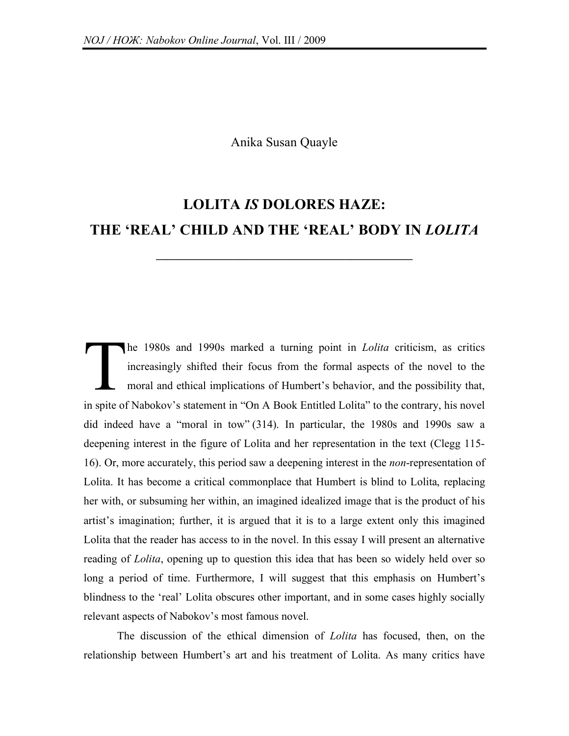Anika Susan Quayle

# LOLITA *IS* DOLORES HAZE: THE 'REAL' CHILD AND THE 'REAL' BODY IN *LOLITA*

The 1980s and 1990s marked a turning point in *Lolita* criticism, as critics increasingly shifted their focus from the formal aspects of the novel to the moral and ethical implications of Humbert's behavior, and the possibility that, in spite of Nabokov's statement in "On A Book Entitled Lolita" to the contrary, his novel did indeed have a "moral in tow" (314). In particular, the 1980s and 1990s saw a deepening interest in the figure of Lolita and her representation in the text (Clegg 115-16). Or, more accurately, this period saw a deepening interest in the *non*-representation of Lolita. It has become a critical commonplace that Humbert is blind to Lolita, replacing her with, or subsuming her within, an imagined idealized image that is the product of his artist's imagination; further, it is argued that it is to a large extent only this imagined Lolita that the reader has access to in the novel. In this essay I will present an alternative reading of *Lolita*, opening up to question this idea that has been so widely held over so long a period of time. Furthermore, I will suggest that this emphasis on Humbert's blindness to the 'real' Lolita obscures other important, and in some cases highly socially relevant aspects of Nabokov's most famous novel.

The discussion of the ethical dimension of *Lolita* has focused, then, on the relationship between Humbert's art and his treatment of Lolita. As many critics have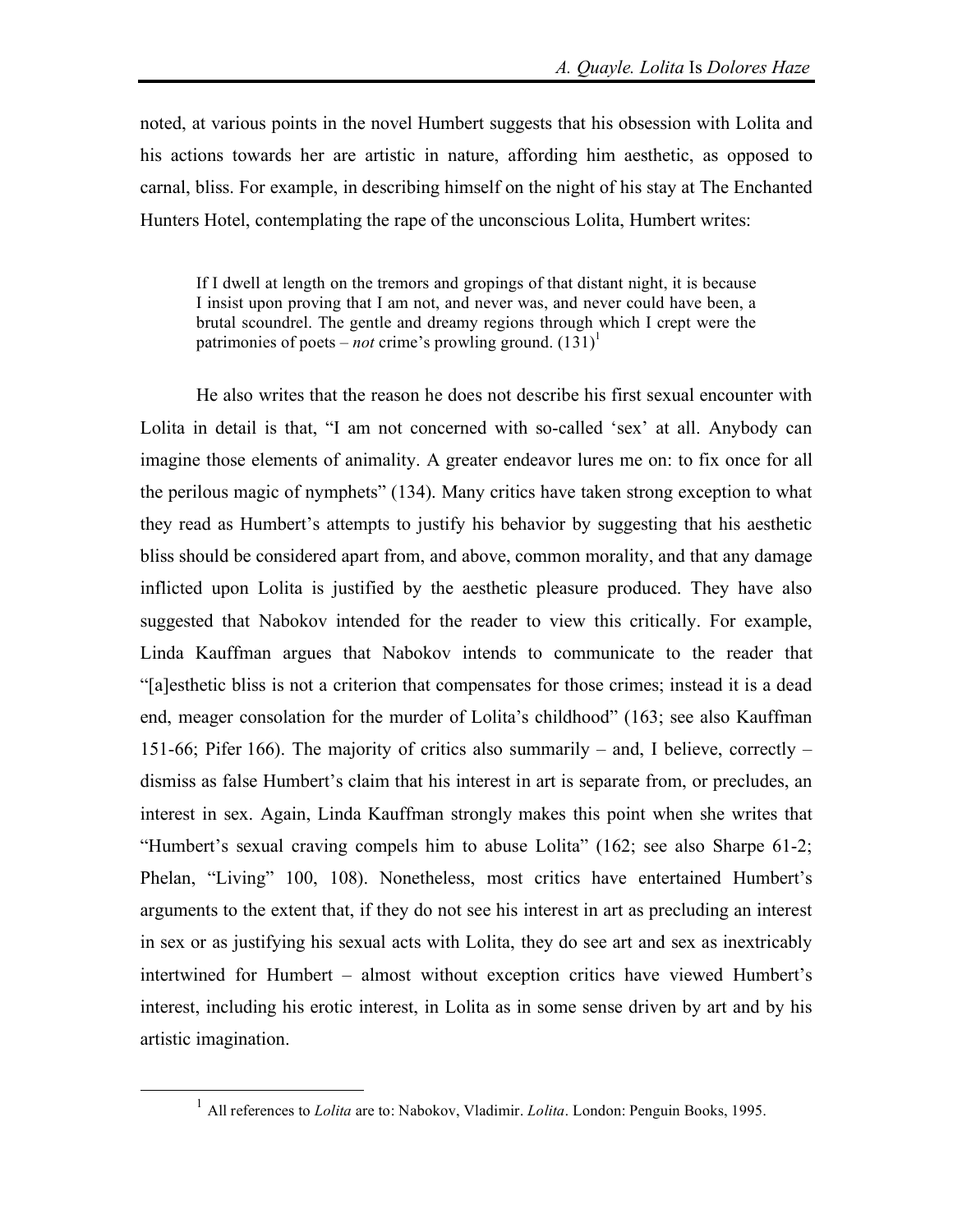noted, at various points in the novel Humbert suggests that his obsession with Lolita and his actions towards her are artistic in nature, affording him aesthetic, as opposed to carnal, bliss. For example, in describing himself on the night of his stay at The Enchanted Hunters Hotel, contemplating the rape of the unconscious Lolita, Humbert writes:

> If I dwell at length on the tremors and gropings of that distant night, it is because I insist upon proving that I am not, and never was, and never could have been, a brutal scoundrel. The gentle and dreamy regions through which I crept were the patrimonies of poets – *not* crime's prowling ground. (131)[1]

He also writes that the reason he does not describe his first sexual encounter with Lolita in detail is that, "I am not concerned with so-called 'sex' at all. Anybody can imagine those elements of animality. A greater endeavor lures me on: to fix once for all the perilous magic of nymphets" (134). Many critics have taken strong exception to what they read as Humbert's attempts to justify his behavior by suggesting that his aesthetic bliss should be considered apart from, and above, common morality, and that any damage inflicted upon Lolita is justified by the aesthetic pleasure produced. They have also suggested that Nabokov intended for the reader to view this critically. For example, Linda Kauffman argues that Nabokov intends to communicate to the reader that "[a]esthetic bliss is not a criterion that compensates for those crimes; instead it is a dead end, meager consolation for the murder of Lolita's childhood" (163; see also Kauffman 151-66; Pifer 166). The majority of critics also summarily – and, I believe, correctly – dismiss as false Humbert's claim that his interest in art is separate from, or precludes, an interest in sex. Again, Linda Kauffman strongly makes this point when she writes that "Humbert's sexual craving compels him to abuse Lolita" (162; see also Sharpe 61-2; Phelan, "Living" 100, 108). Nonetheless, most critics have entertained Humbert's arguments to the extent that, if they do not see his interest in art as precluding an interest in sex or as justifying his sexual acts with Lolita, they do see art and sex as inextricably intertwined for Humbert – almost without exception critics have viewed Humbert's interest, including his erotic interest, in Lolita as in some sense driven by art and by his artistic imagination.

---

[1] All references to *Lolita* are to: Nabokov, Vladimir. *Lolita*. London: Penguin Books, 1995.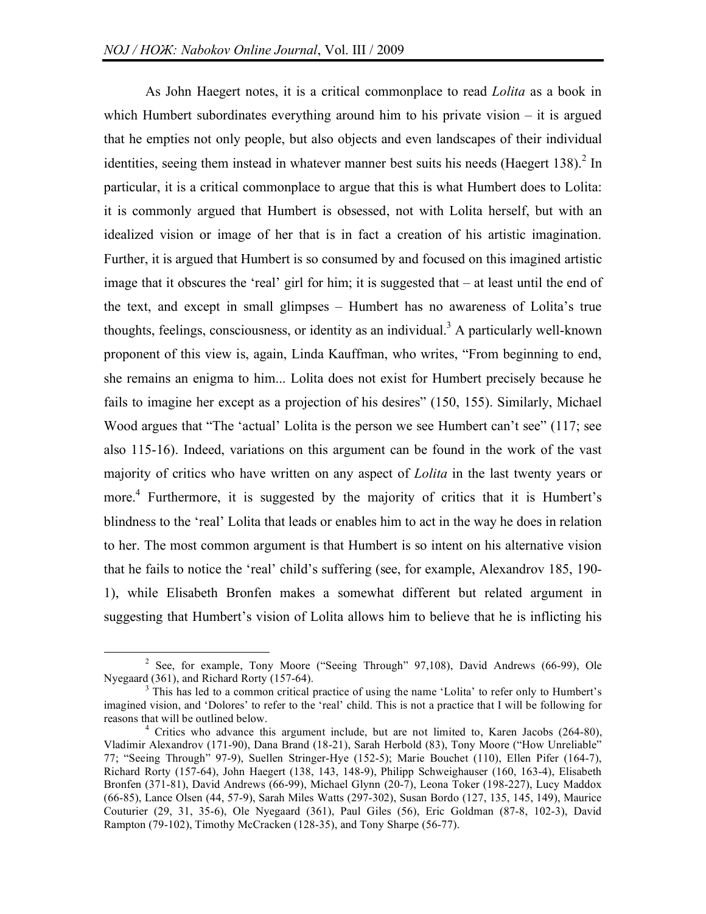As John Haegert notes, it is a critical commonplace to read *Lolita* as a book in which Humbert subordinates everything around him to his private vision – it is argued that he empties not only people, but also objects and even landscapes of their individual identities, seeing them instead in whatever manner best suits his needs (Haegert 138).[2] In particular, it is a critical commonplace to argue that this is what Humbert does to Lolita: it is commonly argued that Humbert is obsessed, not with Lolita herself, but with an idealized vision or image of her that is in fact a creation of his artistic imagination. Further, it is argued that Humbert is so consumed by and focused on this imagined artistic image that it obscures the 'real' girl for him; it is suggested that – at least until the end of the text, and except in small glimpses – Humbert has no awareness of Lolita's true thoughts, feelings, consciousness, or identity as an individual.[3] A particularly well-known proponent of this view is, again, Linda Kauffman, who writes, "From beginning to end, she remains an enigma to him... Lolita does not exist for Humbert precisely because he fails to imagine her except as a projection of his desires" (150, 155). Similarly, Michael Wood argues that "The 'actual' Lolita is the person we see Humbert can't see" (117; see also 115-16). Indeed, variations on this argument can be found in the work of the vast majority of critics who have written on any aspect of *Lolita* in the last twenty years or more.[4] Furthermore, it is suggested by the majority of critics that it is Humbert's blindness to the 'real' Lolita that leads or enables him to act in the way he does in relation to her. The most common argument is that Humbert is so intent on his alternative vision that he fails to notice the 'real' child's suffering (see, for example, Alexandrov 185, 190-1), while Elisabeth Bronfen makes a somewhat different but related argument in suggesting that Humbert's vision of Lolita allows him to believe that he is inflicting his

[2] See, for example, Tony Moore ("Seeing Through" 97,108), David Andrews (66-99), Ole Nyegaard (361), and Richard Rorty (157-64).

[3] This has led to a common critical practice of using the name 'Lolita' to refer only to Humbert's imagined vision, and 'Dolores' to refer to the 'real' child. This is not a practice that I will be following for reasons that will be outlined below.

[4] Critics who advance this argument include, but are not limited to, Karen Jacobs (264-80), Vladimir Alexandrov (171-90), Dana Brand (18-21), Sarah Herbold (83), Tony Moore ("How Unreliable" 77; "Seeing Through" 97-9), Suellen Stringer-Hye (152-5); Marie Bouchet (110), Ellen Pifer (164-7), Richard Rorty (157-64), John Haegert (138, 143, 148-9), Philipp Schweighauser (160, 163-4), Elisabeth Bronfen (371-81), David Andrews (66-99), Michael Glynn (20-7), Leona Toker (198-227), Lucy Maddox (66-85), Lance Olsen (44, 57-9), Sarah Miles Watts (297-302), Susan Bordo (127, 135, 145, 149), Maurice Couturier (29, 31, 35-6), Ole Nyegaard (361), Paul Giles (56), Eric Goldman (87-8, 102-3), David Rampton (79-102), Timothy McCracken (128-35), and Tony Sharpe (56-77).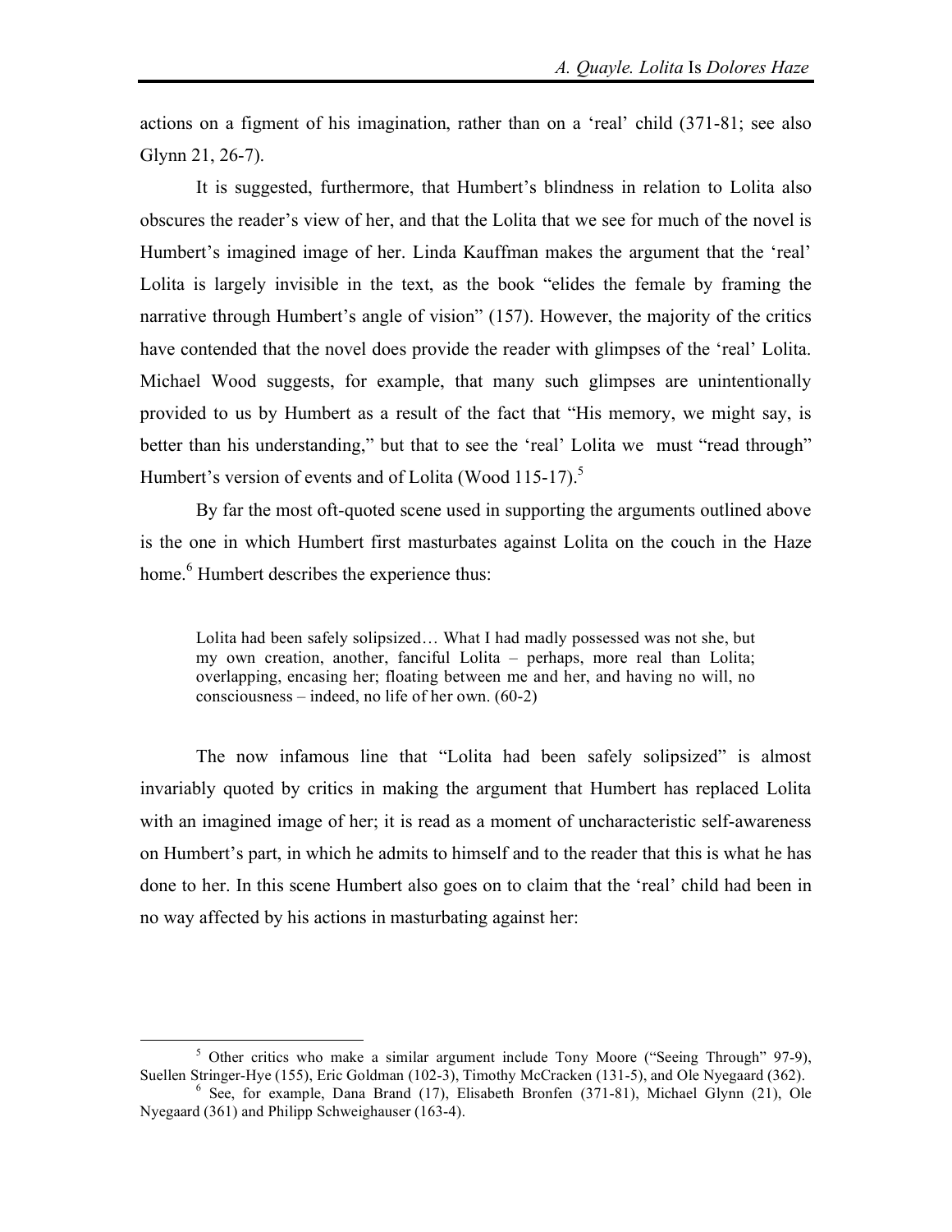actions on a figment of his imagination, rather than on a 'real' child (371-81; see also Glynn 21, 26-7).

It is suggested, furthermore, that Humbert's blindness in relation to Lolita also obscures the reader's view of her, and that the Lolita that we see for much of the novel is Humbert's imagined image of her. Linda Kauffman makes the argument that the 'real' Lolita is largely invisible in the text, as the book "elides the female by framing the narrative through Humbert's angle of vision" (157). However, the majority of the critics have contended that the novel does provide the reader with glimpses of the 'real' Lolita. Michael Wood suggests, for example, that many such glimpses are unintentionally provided to us by Humbert as a result of the fact that "His memory, we might say, is better than his understanding," but that to see the 'real' Lolita we must "read through" Humbert's version of events and of Lolita (Wood 115-17).[5]

By far the most oft-quoted scene used in supporting the arguments outlined above is the one in which Humbert first masturbates against Lolita on the couch in the Haze home.[6] Humbert describes the experience thus:

> Lolita had been safely solipsized… What I had madly possessed was not she, but my own creation, another, fanciful Lolita – perhaps, more real than Lolita; overlapping, encasing her; floating between me and her, and having no will, no consciousness – indeed, no life of her own. (60-2)

The now infamous line that "Lolita had been safely solipsized" is almost invariably quoted by critics in making the argument that Humbert has replaced Lolita with an imagined image of her; it is read as a moment of uncharacteristic self-awareness on Humbert's part, in which he admits to himself and to the reader that this is what he has done to her. In this scene Humbert also goes on to claim that the 'real' child had been in no way affected by his actions in masturbating against her:

---

[5] Other critics who make a similar argument include Tony Moore ("Seeing Through" 97-9), Suellen Stringer-Hye (155), Eric Goldman (102-3), Timothy McCracken (131-5), and Ole Nyegaard (362).

[6] See, for example, Dana Brand (17), Elisabeth Bronfen (371-81), Michael Glynn (21), Ole Nyegaard (361) and Philipp Schweighauser (163-4).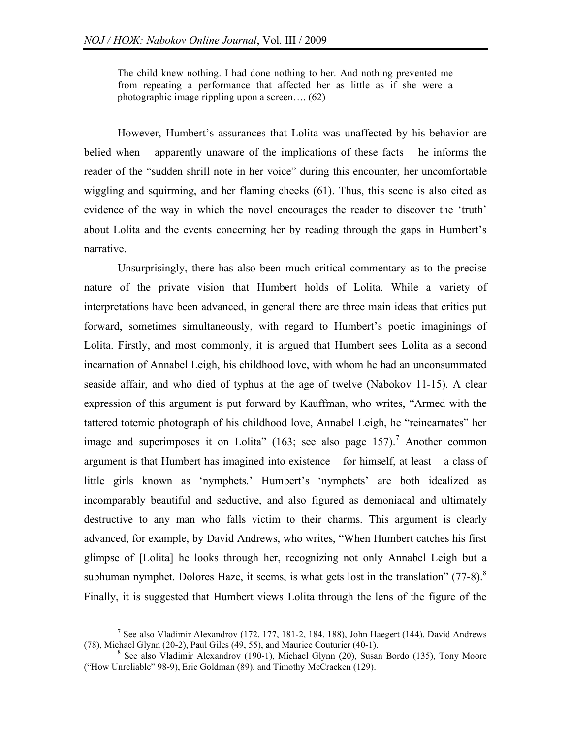> The child knew nothing. I had done nothing to her. And nothing prevented me from repeating a performance that affected her as little as if she were a photographic image rippling upon a screen…. (62)

However, Humbert's assurances that Lolita was unaffected by his behavior are belied when – apparently unaware of the implications of these facts – he informs the reader of the "sudden shrill note in her voice" during this encounter, her uncomfortable wiggling and squirming, and her flaming cheeks (61). Thus, this scene is also cited as evidence of the way in which the novel encourages the reader to discover the 'truth' about Lolita and the events concerning her by reading through the gaps in Humbert's narrative.

Unsurprisingly, there has also been much critical commentary as to the precise nature of the private vision that Humbert holds of Lolita. While a variety of interpretations have been advanced, in general there are three main ideas that critics put forward, sometimes simultaneously, with regard to Humbert's poetic imaginings of Lolita. Firstly, and most commonly, it is argued that Humbert sees Lolita as a second incarnation of Annabel Leigh, his childhood love, with whom he had an unconsummated seaside affair, and who died of typhus at the age of twelve (Nabokov 11-15). A clear expression of this argument is put forward by Kauffman, who writes, "Armed with the tattered totemic photograph of his childhood love, Annabel Leigh, he "reincarnates" her image and superimposes it on Lolita" (163; see also page 157).[7] Another common argument is that Humbert has imagined into existence – for himself, at least – a class of little girls known as 'nymphets.' Humbert's 'nymphets' are both idealized as incomparably beautiful and seductive, and also figured as demoniacal and ultimately destructive to any man who falls victim to their charms. This argument is clearly advanced, for example, by David Andrews, who writes, "When Humbert catches his first glimpse of [Lolita] he looks through her, recognizing not only Annabel Leigh but a subhuman nymphet. Dolores Haze, it seems, is what gets lost in the translation" (77-8).[8] Finally, it is suggested that Humbert views Lolita through the lens of the figure of the

---

[7] See also Vladimir Alexandrov (172, 177, 181-2, 184, 188), John Haegert (144), David Andrews (78), Michael Glynn (20-2), Paul Giles (49, 55), and Maurice Couturier (40-1).

[8] See also Vladimir Alexandrov (190-1), Michael Glynn (20), Susan Bordo (135), Tony Moore ("How Unreliable" 98-9), Eric Goldman (89), and Timothy McCracken (129).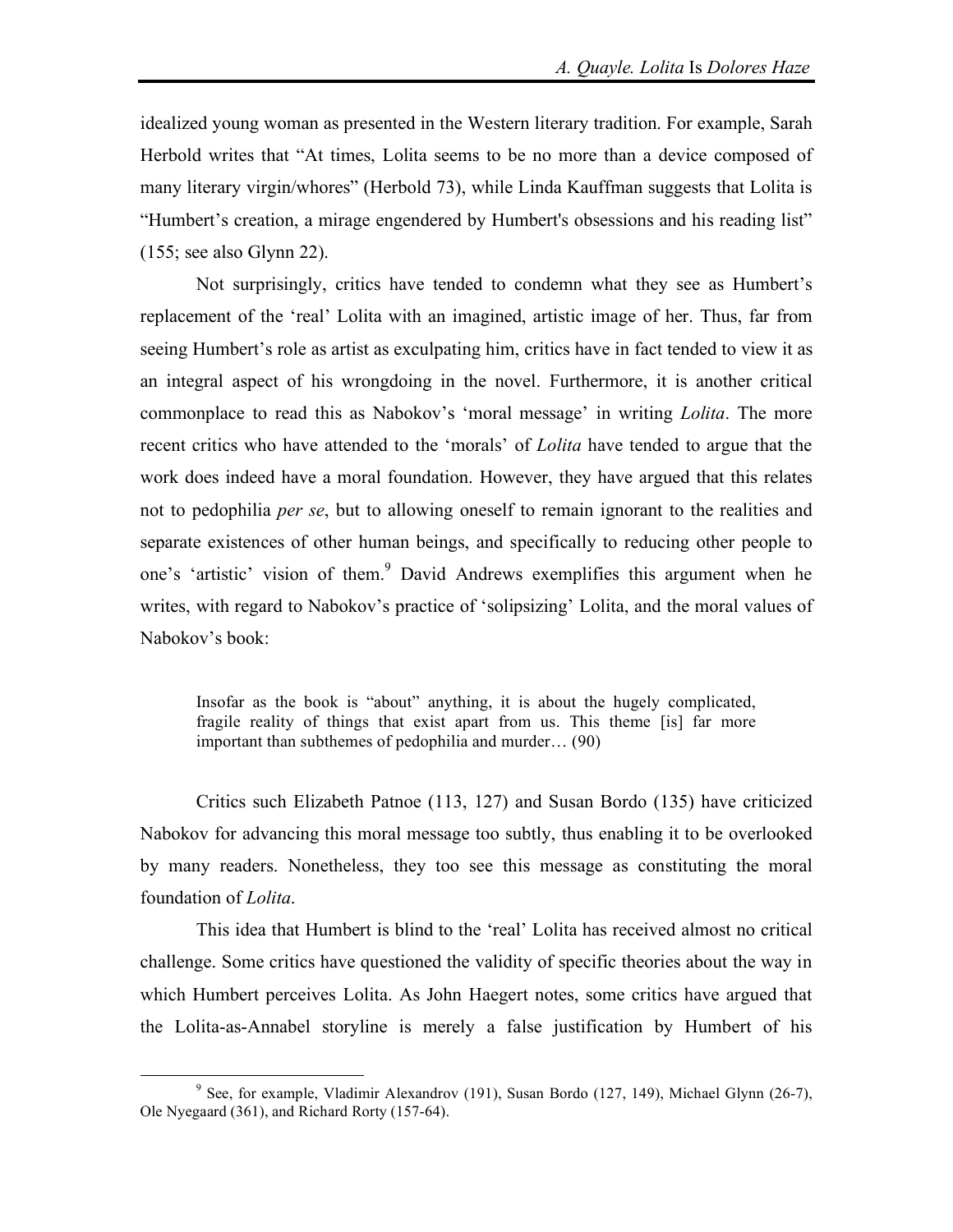idealized young woman as presented in the Western literary tradition. For example, Sarah Herbold writes that "At times, Lolita seems to be no more than a device composed of many literary virgin/whores" (Herbold 73), while Linda Kauffman suggests that Lolita is "Humbert's creation, a mirage engendered by Humbert's obsessions and his reading list" (155; see also Glynn 22).

Not surprisingly, critics have tended to condemn what they see as Humbert's replacement of the 'real' Lolita with an imagined, artistic image of her. Thus, far from seeing Humbert's role as artist as exculpating him, critics have in fact tended to view it as an integral aspect of his wrongdoing in the novel. Furthermore, it is another critical commonplace to read this as Nabokov's 'moral message' in writing *Lolita*. The more recent critics who have attended to the 'morals' of *Lolita* have tended to argue that the work does indeed have a moral foundation. However, they have argued that this relates not to pedophilia *per se*, but to allowing oneself to remain ignorant to the realities and separate existences of other human beings, and specifically to reducing other people to one's 'artistic' vision of them.[9] David Andrews exemplifies this argument when he writes, with regard to Nabokov's practice of 'solipsizing' Lolita, and the moral values of Nabokov's book:

> Insofar as the book is "about" anything, it is about the hugely complicated, fragile reality of things that exist apart from us. This theme [is] far more important than subthemes of pedophilia and murder… (90)

Critics such Elizabeth Patnoe (113, 127) and Susan Bordo (135) have criticized Nabokov for advancing this moral message too subtly, thus enabling it to be overlooked by many readers. Nonetheless, they too see this message as constituting the moral foundation of *Lolita*.

This idea that Humbert is blind to the 'real' Lolita has received almost no critical challenge. Some critics have questioned the validity of specific theories about the way in which Humbert perceives Lolita. As John Haegert notes, some critics have argued that the Lolita-as-Annabel storyline is merely a false justification by Humbert of his

[9] See, for example, Vladimir Alexandrov (191), Susan Bordo (127, 149), Michael Glynn (26-7), Ole Nyegaard (361), and Richard Rorty (157-64).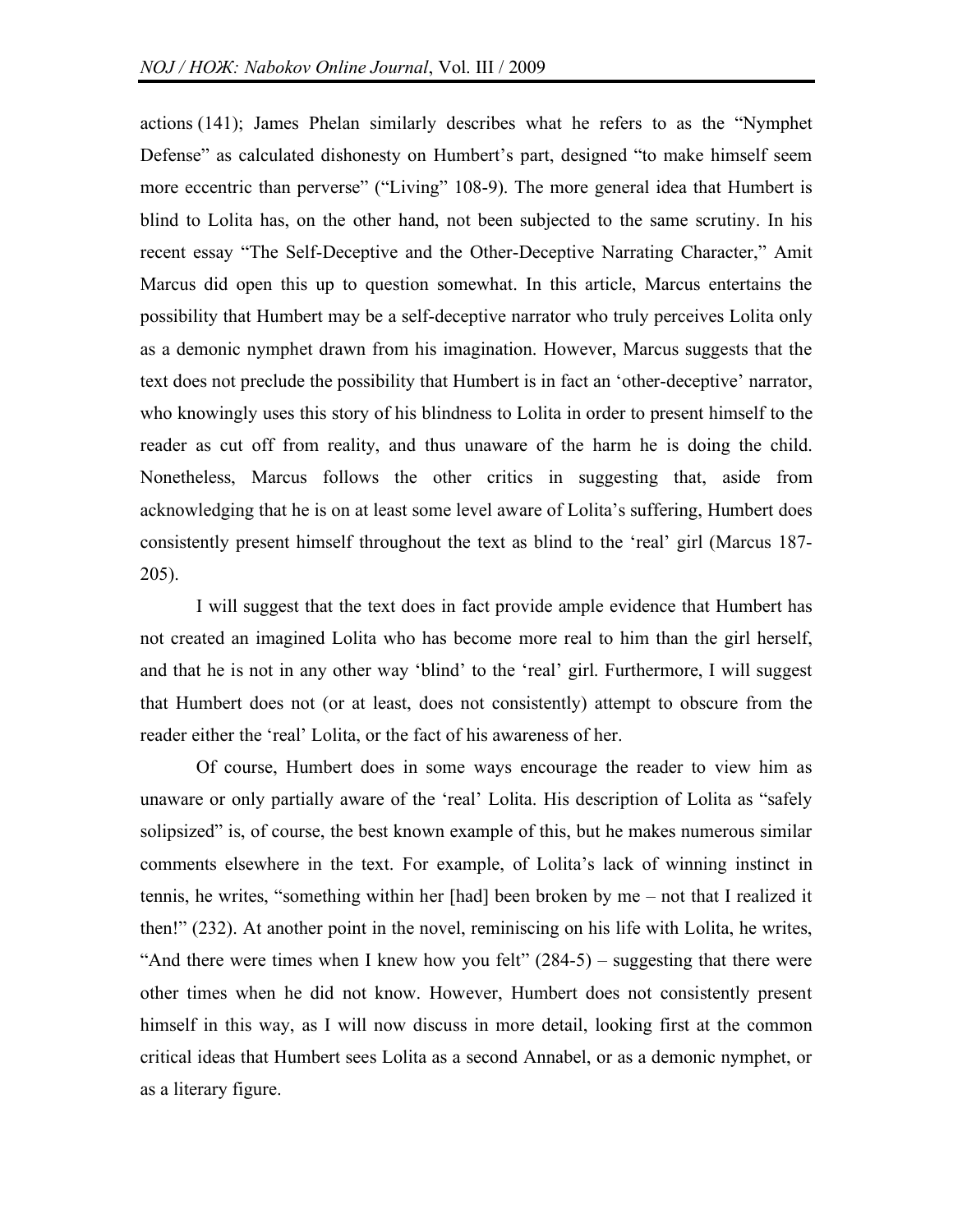actions (141); James Phelan similarly describes what he refers to as the "Nymphet Defense" as calculated dishonesty on Humbert's part, designed "to make himself seem more eccentric than perverse" ("Living" 108-9). The more general idea that Humbert is blind to Lolita has, on the other hand, not been subjected to the same scrutiny. In his recent essay "The Self-Deceptive and the Other-Deceptive Narrating Character," Amit Marcus did open this up to question somewhat. In this article, Marcus entertains the possibility that Humbert may be a self-deceptive narrator who truly perceives Lolita only as a demonic nymphet drawn from his imagination. However, Marcus suggests that the text does not preclude the possibility that Humbert is in fact an 'other-deceptive' narrator, who knowingly uses this story of his blindness to Lolita in order to present himself to the reader as cut off from reality, and thus unaware of the harm he is doing the child. Nonetheless, Marcus follows the other critics in suggesting that, aside from acknowledging that he is on at least some level aware of Lolita's suffering, Humbert does consistently present himself throughout the text as blind to the 'real' girl (Marcus 187-205).

I will suggest that the text does in fact provide ample evidence that Humbert has not created an imagined Lolita who has become more real to him than the girl herself, and that he is not in any other way 'blind' to the 'real' girl. Furthermore, I will suggest that Humbert does not (or at least, does not consistently) attempt to obscure from the reader either the 'real' Lolita, or the fact of his awareness of her.

Of course, Humbert does in some ways encourage the reader to view him as unaware or only partially aware of the 'real' Lolita. His description of Lolita as "safely solipsized" is, of course, the best known example of this, but he makes numerous similar comments elsewhere in the text. For example, of Lolita's lack of winning instinct in tennis, he writes, "something within her [had] been broken by me – not that I realized it then!" (232). At another point in the novel, reminiscing on his life with Lolita, he writes, "And there were times when I knew how you felt" (284-5) – suggesting that there were other times when he did not know. However, Humbert does not consistently present himself in this way, as I will now discuss in more detail, looking first at the common critical ideas that Humbert sees Lolita as a second Annabel, or as a demonic nymphet, or as a literary figure.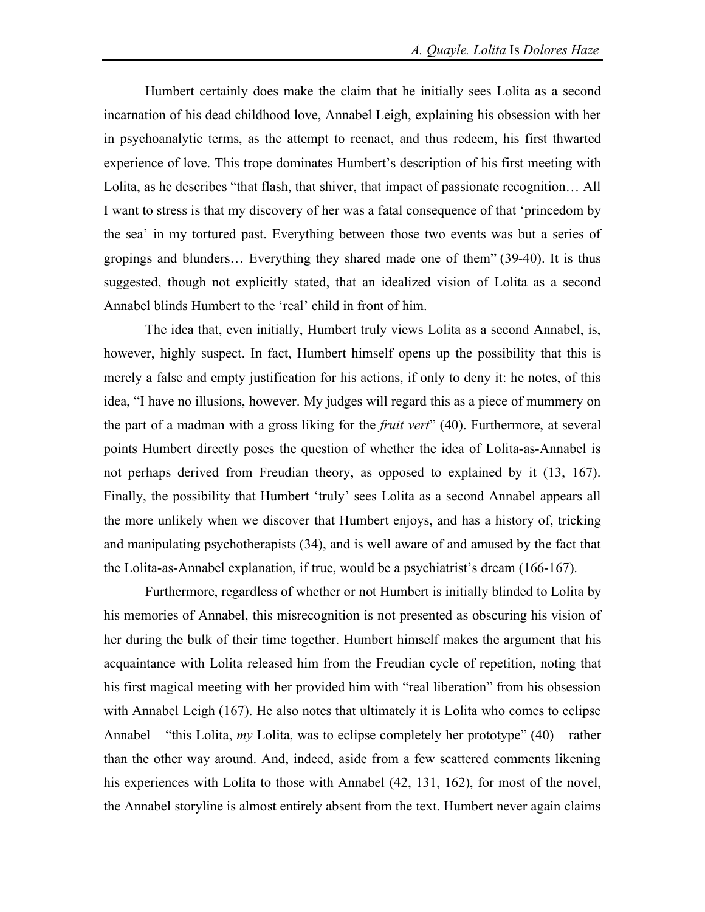Humbert certainly does make the claim that he initially sees Lolita as a second incarnation of his dead childhood love, Annabel Leigh, explaining his obsession with her in psychoanalytic terms, as the attempt to reenact, and thus redeem, his first thwarted experience of love. This trope dominates Humbert's description of his first meeting with Lolita, as he describes "that flash, that shiver, that impact of passionate recognition… All I want to stress is that my discovery of her was a fatal consequence of that 'princedom by the sea' in my tortured past. Everything between those two events was but a series of gropings and blunders… Everything they shared made one of them" (39-40). It is thus suggested, though not explicitly stated, that an idealized vision of Lolita as a second Annabel blinds Humbert to the 'real' child in front of him.

The idea that, even initially, Humbert truly views Lolita as a second Annabel, is, however, highly suspect. In fact, Humbert himself opens up the possibility that this is merely a false and empty justification for his actions, if only to deny it: he notes, of this idea, "I have no illusions, however. My judges will regard this as a piece of mummery on the part of a madman with a gross liking for the *fruit vert*" (40). Furthermore, at several points Humbert directly poses the question of whether the idea of Lolita-as-Annabel is not perhaps derived from Freudian theory, as opposed to explained by it (13, 167). Finally, the possibility that Humbert 'truly' sees Lolita as a second Annabel appears all the more unlikely when we discover that Humbert enjoys, and has a history of, tricking and manipulating psychotherapists (34), and is well aware of and amused by the fact that the Lolita-as-Annabel explanation, if true, would be a psychiatrist's dream (166-167).

Furthermore, regardless of whether or not Humbert is initially blinded to Lolita by his memories of Annabel, this misrecognition is not presented as obscuring his vision of her during the bulk of their time together. Humbert himself makes the argument that his acquaintance with Lolita released him from the Freudian cycle of repetition, noting that his first magical meeting with her provided him with "real liberation" from his obsession with Annabel Leigh (167). He also notes that ultimately it is Lolita who comes to eclipse Annabel – "this Lolita, *my* Lolita, was to eclipse completely her prototype" (40) – rather than the other way around. And, indeed, aside from a few scattered comments likening his experiences with Lolita to those with Annabel (42, 131, 162), for most of the novel, the Annabel storyline is almost entirely absent from the text. Humbert never again claims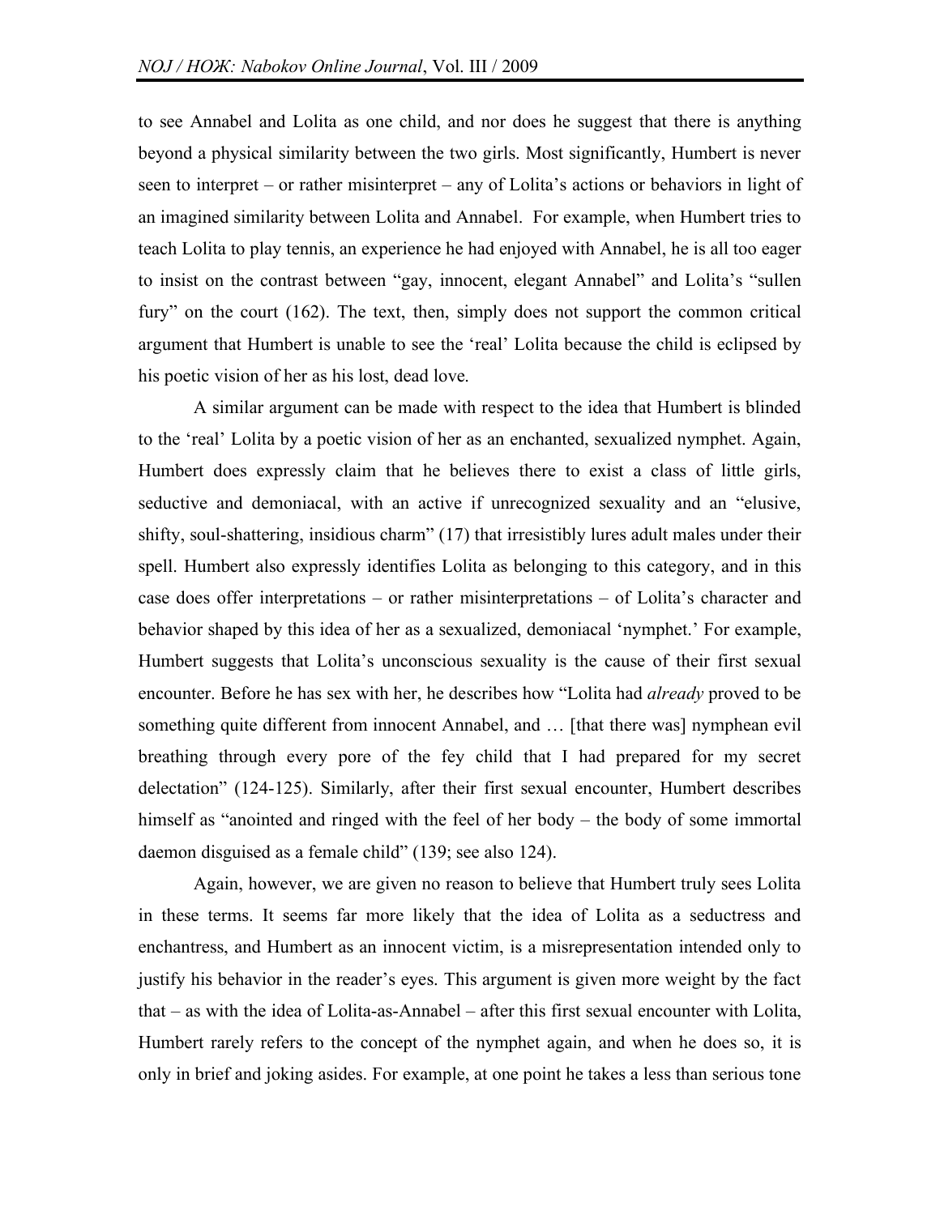to see Annabel and Lolita as one child, and nor does he suggest that there is anything beyond a physical similarity between the two girls. Most significantly, Humbert is never seen to interpret – or rather misinterpret – any of Lolita's actions or behaviors in light of an imagined similarity between Lolita and Annabel. For example, when Humbert tries to teach Lolita to play tennis, an experience he had enjoyed with Annabel, he is all too eager to insist on the contrast between "gay, innocent, elegant Annabel" and Lolita's "sullen fury" on the court (162). The text, then, simply does not support the common critical argument that Humbert is unable to see the 'real' Lolita because the child is eclipsed by his poetic vision of her as his lost, dead love.

A similar argument can be made with respect to the idea that Humbert is blinded to the 'real' Lolita by a poetic vision of her as an enchanted, sexualized nymphet. Again, Humbert does expressly claim that he believes there to exist a class of little girls, seductive and demoniacal, with an active if unrecognized sexuality and an "elusive, shifty, soul-shattering, insidious charm" (17) that irresistibly lures adult males under their spell. Humbert also expressly identifies Lolita as belonging to this category, and in this case does offer interpretations – or rather misinterpretations – of Lolita's character and behavior shaped by this idea of her as a sexualized, demoniacal 'nymphet.' For example, Humbert suggests that Lolita's unconscious sexuality is the cause of their first sexual encounter. Before he has sex with her, he describes how "Lolita had *already* proved to be something quite different from innocent Annabel, and … [that there was] nymphean evil breathing through every pore of the fey child that I had prepared for my secret delectation" (124-125). Similarly, after their first sexual encounter, Humbert describes himself as "anointed and ringed with the feel of her body – the body of some immortal daemon disguised as a female child" (139; see also 124).

Again, however, we are given no reason to believe that Humbert truly sees Lolita in these terms. It seems far more likely that the idea of Lolita as a seductress and enchantress, and Humbert as an innocent victim, is a misrepresentation intended only to justify his behavior in the reader's eyes. This argument is given more weight by the fact that – as with the idea of Lolita-as-Annabel – after this first sexual encounter with Lolita, Humbert rarely refers to the concept of the nymphet again, and when he does so, it is only in brief and joking asides. For example, at one point he takes a less than serious tone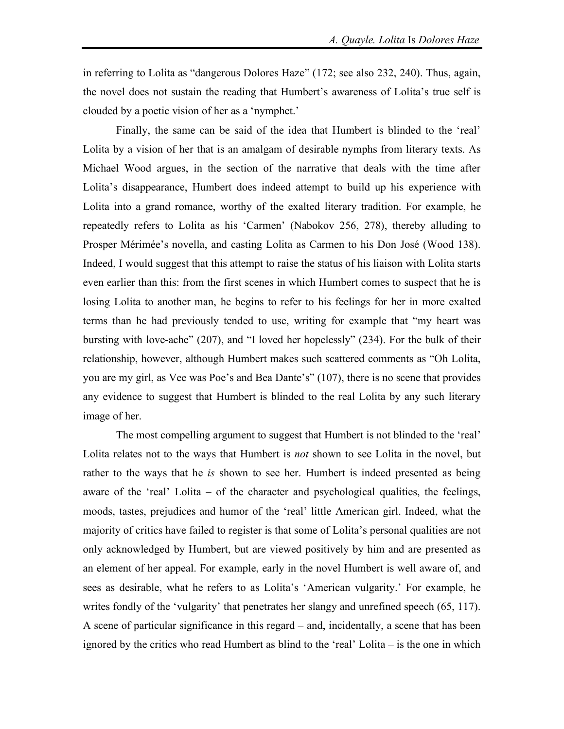in referring to Lolita as "dangerous Dolores Haze" (172; see also 232, 240). Thus, again, the novel does not sustain the reading that Humbert's awareness of Lolita's true self is clouded by a poetic vision of her as a 'nymphet.'

Finally, the same can be said of the idea that Humbert is blinded to the 'real' Lolita by a vision of her that is an amalgam of desirable nymphs from literary texts. As Michael Wood argues, in the section of the narrative that deals with the time after Lolita's disappearance, Humbert does indeed attempt to build up his experience with Lolita into a grand romance, worthy of the exalted literary tradition. For example, he repeatedly refers to Lolita as his 'Carmen' (Nabokov 256, 278), thereby alluding to Prosper Mérimée's novella, and casting Lolita as Carmen to his Don José (Wood 138). Indeed, I would suggest that this attempt to raise the status of his liaison with Lolita starts even earlier than this: from the first scenes in which Humbert comes to suspect that he is losing Lolita to another man, he begins to refer to his feelings for her in more exalted terms than he had previously tended to use, writing for example that "my heart was bursting with love-ache" (207), and "I loved her hopelessly" (234). For the bulk of their relationship, however, although Humbert makes such scattered comments as "Oh Lolita, you are my girl, as Vee was Poe's and Bea Dante's" (107), there is no scene that provides any evidence to suggest that Humbert is blinded to the real Lolita by any such literary image of her.

The most compelling argument to suggest that Humbert is not blinded to the 'real' Lolita relates not to the ways that Humbert is *not* shown to see Lolita in the novel, but rather to the ways that he *is* shown to see her. Humbert is indeed presented as being aware of the 'real' Lolita – of the character and psychological qualities, the feelings, moods, tastes, prejudices and humor of the 'real' little American girl. Indeed, what the majority of critics have failed to register is that some of Lolita's personal qualities are not only acknowledged by Humbert, but are viewed positively by him and are presented as an element of her appeal. For example, early in the novel Humbert is well aware of, and sees as desirable, what he refers to as Lolita's 'American vulgarity.' For example, he writes fondly of the 'vulgarity' that penetrates her slangy and unrefined speech (65, 117). A scene of particular significance in this regard – and, incidentally, a scene that has been ignored by the critics who read Humbert as blind to the 'real' Lolita – is the one in which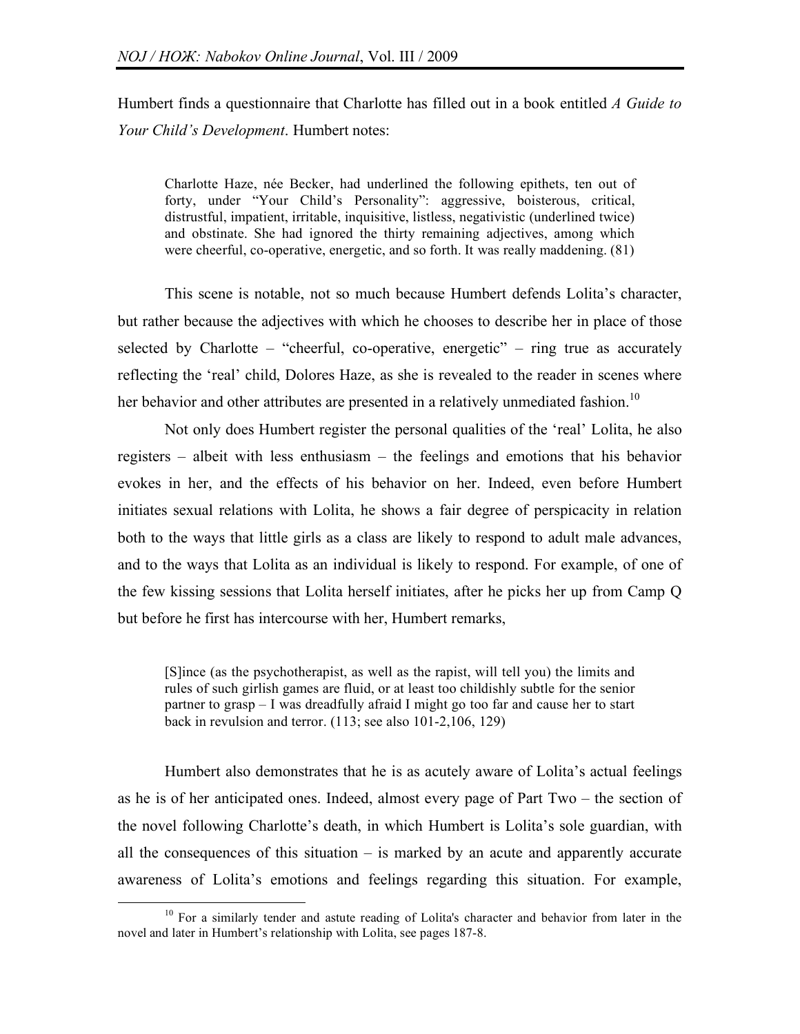Humbert finds a questionnaire that Charlotte has filled out in a book entitled *A Guide to Your Child's Development*. Humbert notes:

> Charlotte Haze, née Becker, had underlined the following epithets, ten out of forty, under "Your Child's Personality": aggressive, boisterous, critical, distrustful, impatient, irritable, inquisitive, listless, negativistic (underlined twice) and obstinate. She had ignored the thirty remaining adjectives, among which were cheerful, co-operative, energetic, and so forth. It was really maddening. (81)

This scene is notable, not so much because Humbert defends Lolita's character, but rather because the adjectives with which he chooses to describe her in place of those selected by Charlotte – "cheerful, co-operative, energetic" – ring true as accurately reflecting the 'real' child, Dolores Haze, as she is revealed to the reader in scenes where her behavior and other attributes are presented in a relatively unmediated fashion.[10]

Not only does Humbert register the personal qualities of the 'real' Lolita, he also registers – albeit with less enthusiasm – the feelings and emotions that his behavior evokes in her, and the effects of his behavior on her. Indeed, even before Humbert initiates sexual relations with Lolita, he shows a fair degree of perspicacity in relation both to the ways that little girls as a class are likely to respond to adult male advances, and to the ways that Lolita as an individual is likely to respond. For example, of one of the few kissing sessions that Lolita herself initiates, after he picks her up from Camp Q but before he first has intercourse with her, Humbert remarks,

> [S]ince (as the psychotherapist, as well as the rapist, will tell you) the limits and rules of such girlish games are fluid, or at least too childishly subtle for the senior partner to grasp – I was dreadfully afraid I might go too far and cause her to start back in revulsion and terror. (113; see also 101-2,106, 129)

Humbert also demonstrates that he is as acutely aware of Lolita's actual feelings as he is of her anticipated ones. Indeed, almost every page of Part Two – the section of the novel following Charlotte's death, in which Humbert is Lolita's sole guardian, with all the consequences of this situation – is marked by an acute and apparently accurate awareness of Lolita's emotions and feelings regarding this situation. For example,

[10] For a similarly tender and astute reading of Lolita's character and behavior from later in the novel and later in Humbert's relationship with Lolita, see pages 187-8.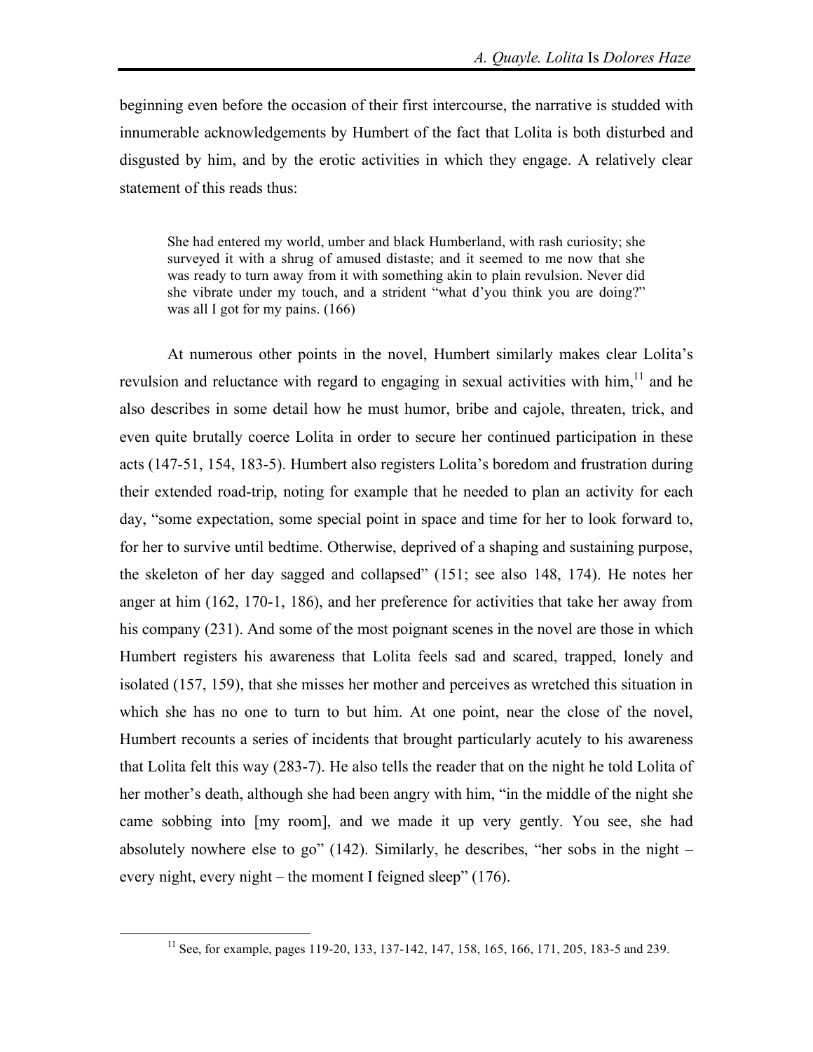beginning even before the occasion of their first intercourse, the narrative is studded with innumerable acknowledgements by Humbert of the fact that Lolita is both disturbed and disgusted by him, and by the erotic activities in which they engage. A relatively clear statement of this reads thus:

> She had entered my world, umber and black Humberland, with rash curiosity; she surveyed it with a shrug of amused distaste; and it seemed to me now that she was ready to turn away from it with something akin to plain revulsion. Never did she vibrate under my touch, and a strident "what d'you think you are doing?" was all I got for my pains. (166)

At numerous other points in the novel, Humbert similarly makes clear Lolita's revulsion and reluctance with regard to engaging in sexual activities with him,[11] and he also describes in some detail how he must humor, bribe and cajole, threaten, trick, and even quite brutally coerce Lolita in order to secure her continued participation in these acts (147-51, 154, 183-5). Humbert also registers Lolita's boredom and frustration during their extended road-trip, noting for example that he needed to plan an activity for each day, "some expectation, some special point in space and time for her to look forward to, for her to survive until bedtime. Otherwise, deprived of a shaping and sustaining purpose, the skeleton of her day sagged and collapsed" (151; see also 148, 174). He notes her anger at him (162, 170-1, 186), and her preference for activities that take her away from his company (231). And some of the most poignant scenes in the novel are those in which Humbert registers his awareness that Lolita feels sad and scared, trapped, lonely and isolated (157, 159), that she misses her mother and perceives as wretched this situation in which she has no one to turn to but him. At one point, near the close of the novel, Humbert recounts a series of incidents that brought particularly acutely to his awareness that Lolita felt this way (283-7). He also tells the reader that on the night he told Lolita of her mother's death, although she had been angry with him, "in the middle of the night she came sobbing into [my room], and we made it up very gently. You see, she had absolutely nowhere else to go" (142). Similarly, he describes, "her sobs in the night – every night, every night – the moment I feigned sleep" (176).

[11] See, for example, pages 119-20, 133, 137-142, 147, 158, 165, 166, 171, 205, 183-5 and 239.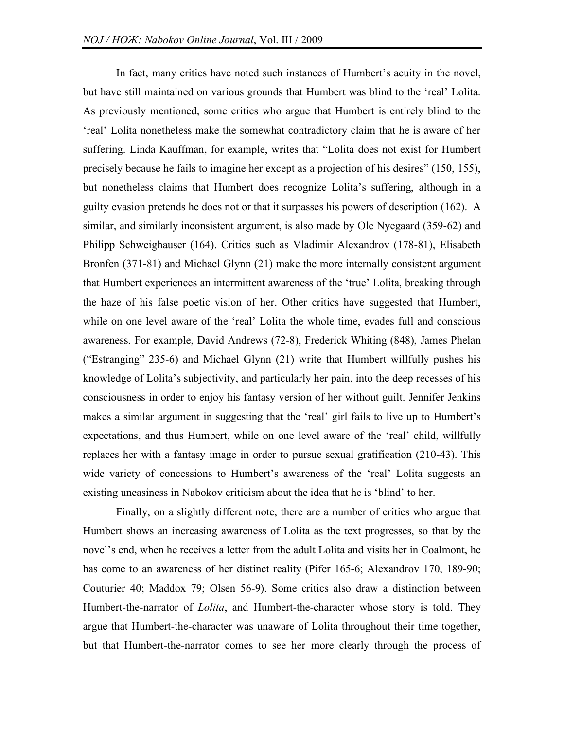In fact, many critics have noted such instances of Humbert's acuity in the novel, but have still maintained on various grounds that Humbert was blind to the 'real' Lolita. As previously mentioned, some critics who argue that Humbert is entirely blind to the 'real' Lolita nonetheless make the somewhat contradictory claim that he is aware of her suffering. Linda Kauffman, for example, writes that "Lolita does not exist for Humbert precisely because he fails to imagine her except as a projection of his desires" (150, 155), but nonetheless claims that Humbert does recognize Lolita's suffering, although in a guilty evasion pretends he does not or that it surpasses his powers of description (162). A similar, and similarly inconsistent argument, is also made by Ole Nyegaard (359-62) and Philipp Schweighauser (164). Critics such as Vladimir Alexandrov (178-81), Elisabeth Bronfen (371-81) and Michael Glynn (21) make the more internally consistent argument that Humbert experiences an intermittent awareness of the 'true' Lolita, breaking through the haze of his false poetic vision of her. Other critics have suggested that Humbert, while on one level aware of the 'real' Lolita the whole time, evades full and conscious awareness. For example, David Andrews (72-8), Frederick Whiting (848), James Phelan ("Estranging" 235-6) and Michael Glynn (21) write that Humbert willfully pushes his knowledge of Lolita's subjectivity, and particularly her pain, into the deep recesses of his consciousness in order to enjoy his fantasy version of her without guilt. Jennifer Jenkins makes a similar argument in suggesting that the 'real' girl fails to live up to Humbert's expectations, and thus Humbert, while on one level aware of the 'real' child, willfully replaces her with a fantasy image in order to pursue sexual gratification (210-43). This wide variety of concessions to Humbert's awareness of the 'real' Lolita suggests an existing uneasiness in Nabokov criticism about the idea that he is 'blind' to her.

Finally, on a slightly different note, there are a number of critics who argue that Humbert shows an increasing awareness of Lolita as the text progresses, so that by the novel's end, when he receives a letter from the adult Lolita and visits her in Coalmont, he has come to an awareness of her distinct reality (Pifer 165-6; Alexandrov 170, 189-90; Couturier 40; Maddox 79; Olsen 56-9). Some critics also draw a distinction between Humbert-the-narrator of *Lolita*, and Humbert-the-character whose story is told. They argue that Humbert-the-character was unaware of Lolita throughout their time together, but that Humbert-the-narrator comes to see her more clearly through the process of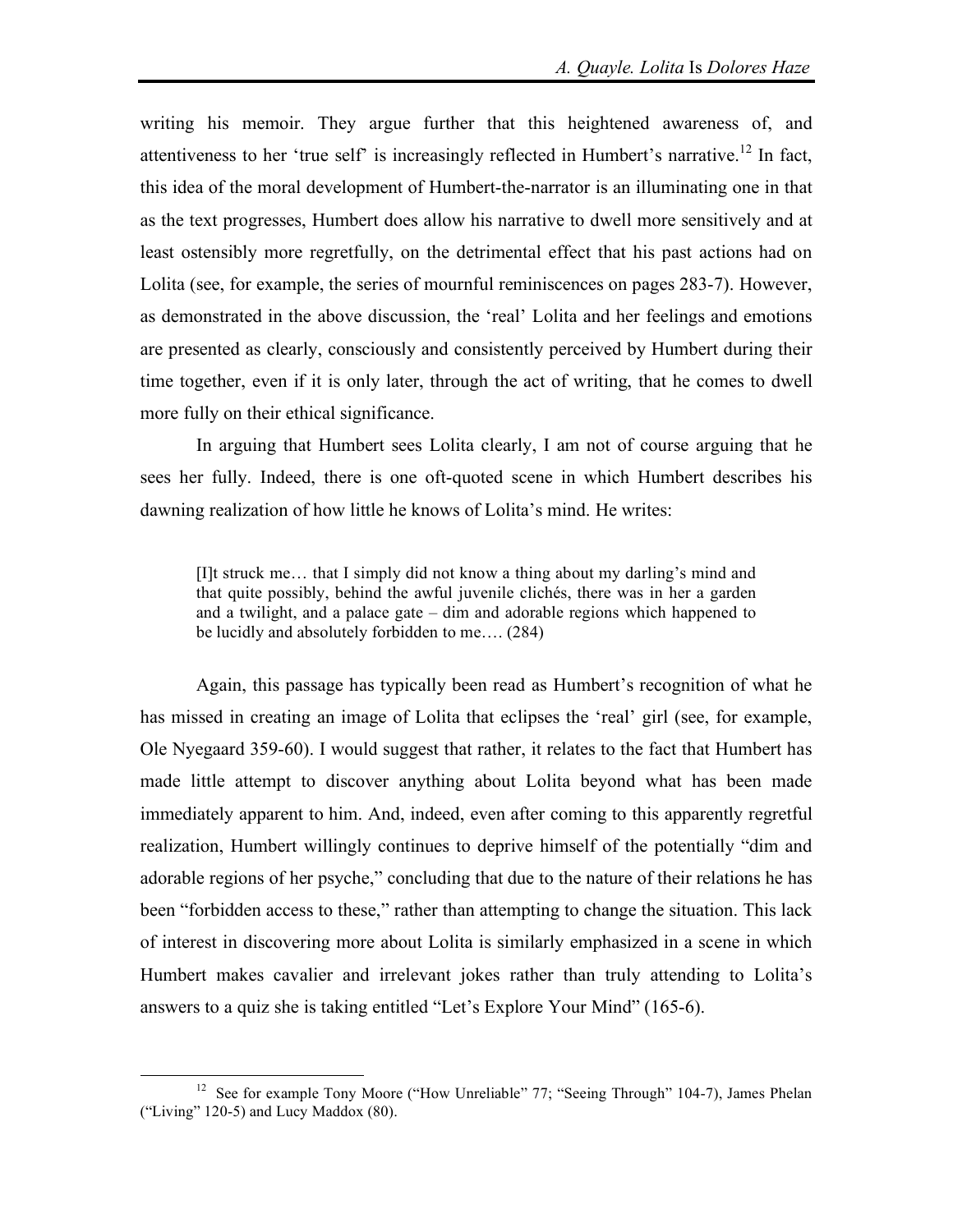writing his memoir. They argue further that this heightened awareness of, and attentiveness to her 'true self' is increasingly reflected in Humbert's narrative.[12] In fact, this idea of the moral development of Humbert-the-narrator is an illuminating one in that as the text progresses, Humbert does allow his narrative to dwell more sensitively and at least ostensibly more regretfully, on the detrimental effect that his past actions had on Lolita (see, for example, the series of mournful reminiscences on pages 283-7). However, as demonstrated in the above discussion, the 'real' Lolita and her feelings and emotions are presented as clearly, consciously and consistently perceived by Humbert during their time together, even if it is only later, through the act of writing, that he comes to dwell more fully on their ethical significance.

In arguing that Humbert sees Lolita clearly, I am not of course arguing that he sees her fully. Indeed, there is one oft-quoted scene in which Humbert describes his dawning realization of how little he knows of Lolita's mind. He writes:

> [I]t struck me… that I simply did not know a thing about my darling's mind and that quite possibly, behind the awful juvenile clichés, there was in her a garden and a twilight, and a palace gate – dim and adorable regions which happened to be lucidly and absolutely forbidden to me…. (284)

Again, this passage has typically been read as Humbert's recognition of what he has missed in creating an image of Lolita that eclipses the 'real' girl (see, for example, Ole Nyegaard 359-60). I would suggest that rather, it relates to the fact that Humbert has made little attempt to discover anything about Lolita beyond what has been made immediately apparent to him. And, indeed, even after coming to this apparently regretful realization, Humbert willingly continues to deprive himself of the potentially "dim and adorable regions of her psyche," concluding that due to the nature of their relations he has been "forbidden access to these," rather than attempting to change the situation. This lack of interest in discovering more about Lolita is similarly emphasized in a scene in which Humbert makes cavalier and irrelevant jokes rather than truly attending to Lolita's answers to a quiz she is taking entitled "Let's Explore Your Mind" (165-6).

---

[12] See for example Tony Moore ("How Unreliable" 77; "Seeing Through" 104-7), James Phelan ("Living" 120-5) and Lucy Maddox (80).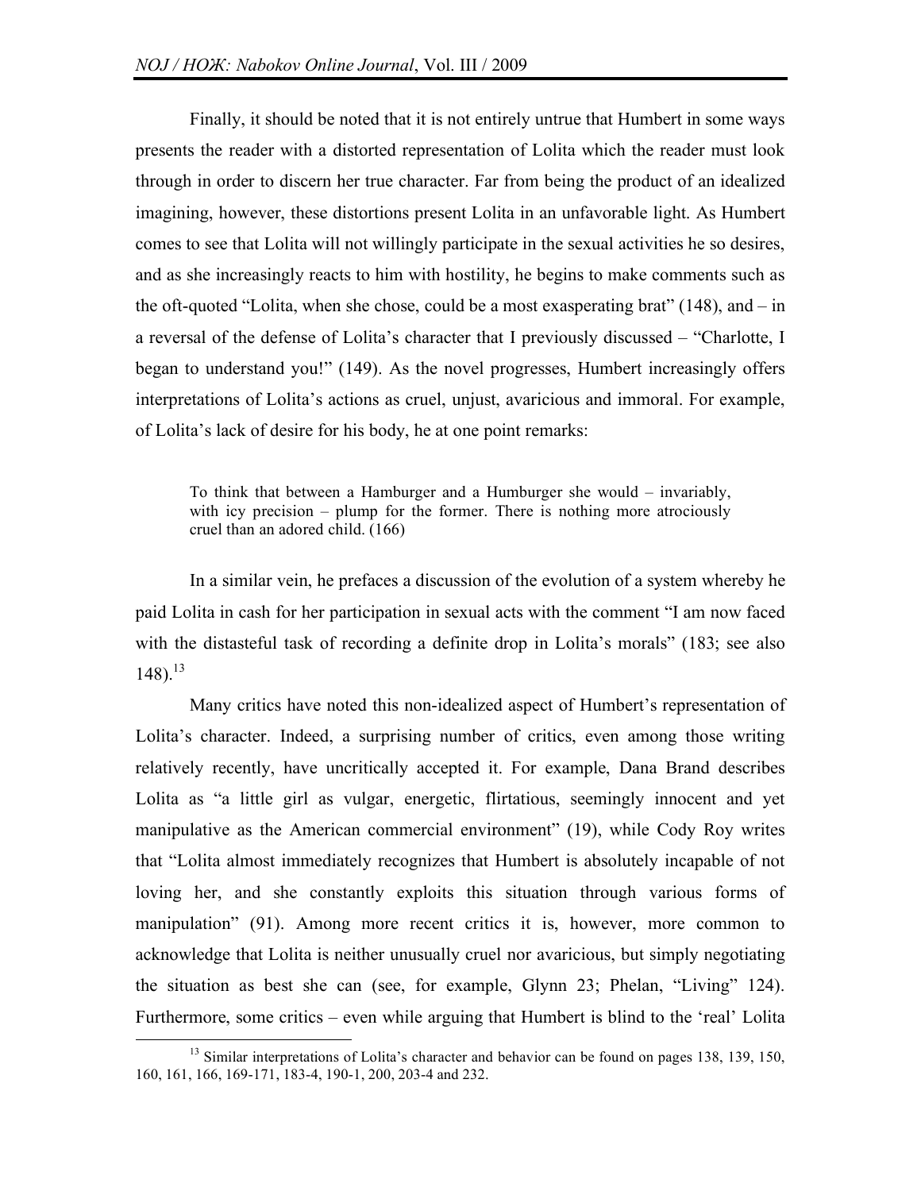Finally, it should be noted that it is not entirely untrue that Humbert in some ways presents the reader with a distorted representation of Lolita which the reader must look through in order to discern her true character. Far from being the product of an idealized imagining, however, these distortions present Lolita in an unfavorable light. As Humbert comes to see that Lolita will not willingly participate in the sexual activities he so desires, and as she increasingly reacts to him with hostility, he begins to make comments such as the oft-quoted "Lolita, when she chose, could be a most exasperating brat" (148), and – in a reversal of the defense of Lolita's character that I previously discussed – "Charlotte, I began to understand you!" (149). As the novel progresses, Humbert increasingly offers interpretations of Lolita's actions as cruel, unjust, avaricious and immoral. For example, of Lolita's lack of desire for his body, he at one point remarks:

> To think that between a Hamburger and a Humburger she would – invariably, with icy precision – plump for the former. There is nothing more atrociously cruel than an adored child. (166)

In a similar vein, he prefaces a discussion of the evolution of a system whereby he paid Lolita in cash for her participation in sexual acts with the comment "I am now faced with the distasteful task of recording a definite drop in Lolita's morals" (183; see also 148).[13]

Many critics have noted this non-idealized aspect of Humbert's representation of Lolita's character. Indeed, a surprising number of critics, even among those writing relatively recently, have uncritically accepted it. For example, Dana Brand describes Lolita as "a little girl as vulgar, energetic, flirtatious, seemingly innocent and yet manipulative as the American commercial environment" (19), while Cody Roy writes that "Lolita almost immediately recognizes that Humbert is absolutely incapable of not loving her, and she constantly exploits this situation through various forms of manipulation" (91). Among more recent critics it is, however, more common to acknowledge that Lolita is neither unusually cruel nor avaricious, but simply negotiating the situation as best she can (see, for example, Glynn 23; Phelan, "Living" 124). Furthermore, some critics – even while arguing that Humbert is blind to the 'real' Lolita

[13] Similar interpretations of Lolita's character and behavior can be found on pages 138, 139, 150, 160, 161, 166, 169-171, 183-4, 190-1, 200, 203-4 and 232.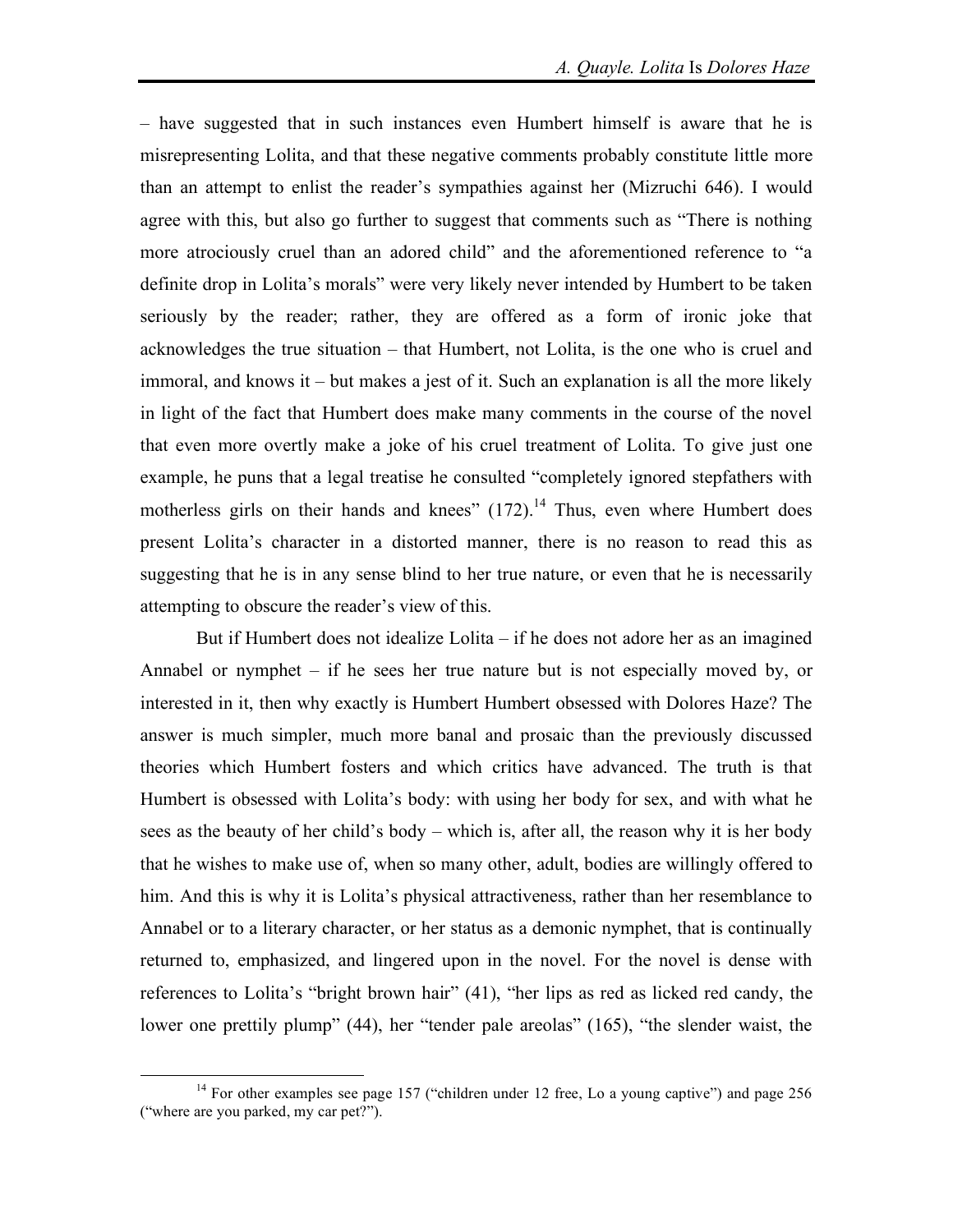– have suggested that in such instances even Humbert himself is aware that he is misrepresenting Lolita, and that these negative comments probably constitute little more than an attempt to enlist the reader's sympathies against her (Mizruchi 646). I would agree with this, but also go further to suggest that comments such as "There is nothing more atrociously cruel than an adored child" and the aforementioned reference to "a definite drop in Lolita's morals" were very likely never intended by Humbert to be taken seriously by the reader; rather, they are offered as a form of ironic joke that acknowledges the true situation – that Humbert, not Lolita, is the one who is cruel and immoral, and knows it – but makes a jest of it. Such an explanation is all the more likely in light of the fact that Humbert does make many comments in the course of the novel that even more overtly make a joke of his cruel treatment of Lolita. To give just one example, he puns that a legal treatise he consulted "completely ignored stepfathers with motherless girls on their hands and knees" (172).[14] Thus, even where Humbert does present Lolita's character in a distorted manner, there is no reason to read this as suggesting that he is in any sense blind to her true nature, or even that he is necessarily attempting to obscure the reader's view of this.

But if Humbert does not idealize Lolita – if he does not adore her as an imagined Annabel or nymphet – if he sees her true nature but is not especially moved by, or interested in it, then why exactly is Humbert Humbert obsessed with Dolores Haze? The answer is much simpler, much more banal and prosaic than the previously discussed theories which Humbert fosters and which critics have advanced. The truth is that Humbert is obsessed with Lolita's body: with using her body for sex, and with what he sees as the beauty of her child's body – which is, after all, the reason why it is her body that he wishes to make use of, when so many other, adult, bodies are willingly offered to him. And this is why it is Lolita's physical attractiveness, rather than her resemblance to Annabel or to a literary character, or her status as a demonic nymphet, that is continually returned to, emphasized, and lingered upon in the novel. For the novel is dense with references to Lolita's "bright brown hair" (41), "her lips as red as licked red candy, the lower one prettily plump" (44), her "tender pale areolas" (165), "the slender waist, the

[14] For other examples see page 157 ("children under 12 free, Lo a young captive") and page 256 ("where are you parked, my car pet?").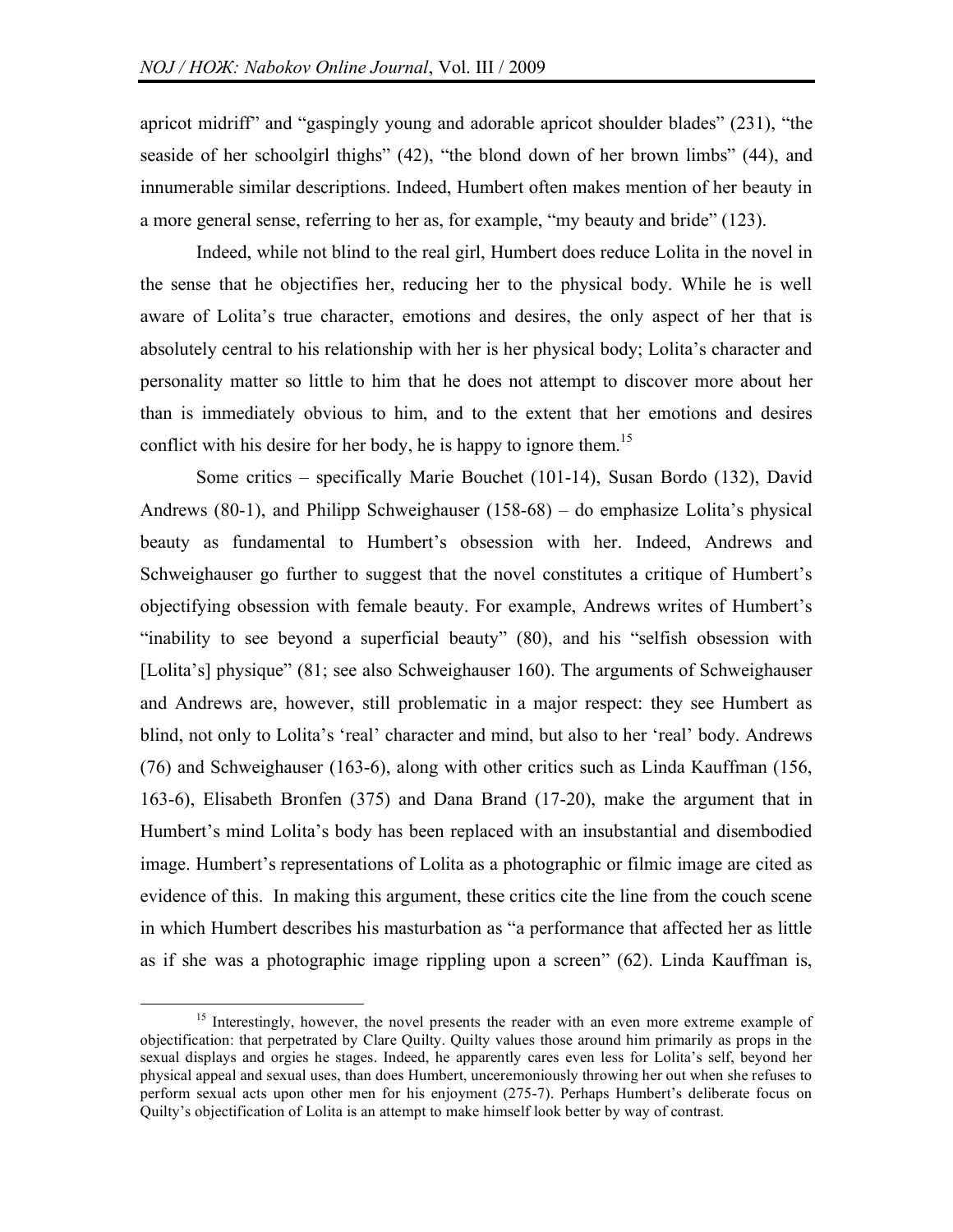apricot midriff" and "gaspingly young and adorable apricot shoulder blades" (231), "the seaside of her schoolgirl thighs" (42), "the blond down of her brown limbs" (44), and innumerable similar descriptions. Indeed, Humbert often makes mention of her beauty in a more general sense, referring to her as, for example, "my beauty and bride" (123).

Indeed, while not blind to the real girl, Humbert does reduce Lolita in the novel in the sense that he objectifies her, reducing her to the physical body. While he is well aware of Lolita's true character, emotions and desires, the only aspect of her that is absolutely central to his relationship with her is her physical body; Lolita's character and personality matter so little to him that he does not attempt to discover more about her than is immediately obvious to him, and to the extent that her emotions and desires conflict with his desire for her body, he is happy to ignore them.[15]

Some critics – specifically Marie Bouchet (101-14), Susan Bordo (132), David Andrews (80-1), and Philipp Schweighauser (158-68) – do emphasize Lolita's physical beauty as fundamental to Humbert's obsession with her. Indeed, Andrews and Schweighauser go further to suggest that the novel constitutes a critique of Humbert's objectifying obsession with female beauty. For example, Andrews writes of Humbert's "inability to see beyond a superficial beauty" (80), and his "selfish obsession with [Lolita's] physique" (81; see also Schweighauser 160). The arguments of Schweighauser and Andrews are, however, still problematic in a major respect: they see Humbert as blind, not only to Lolita's 'real' character and mind, but also to her 'real' body. Andrews (76) and Schweighauser (163-6), along with other critics such as Linda Kauffman (156, 163-6), Elisabeth Bronfen (375) and Dana Brand (17-20), make the argument that in Humbert's mind Lolita's body has been replaced with an insubstantial and disembodied image. Humbert's representations of Lolita as a photographic or filmic image are cited as evidence of this. In making this argument, these critics cite the line from the couch scene in which Humbert describes his masturbation as "a performance that affected her as little as if she was a photographic image rippling upon a screen" (62). Linda Kauffman is,

---

[15] Interestingly, however, the novel presents the reader with an even more extreme example of objectification: that perpetrated by Clare Quilty. Quilty values those around him primarily as props in the sexual displays and orgies he stages. Indeed, he apparently cares even less for Lolita's self, beyond her physical appeal and sexual uses, than does Humbert, unceremoniously throwing her out when she refuses to perform sexual acts upon other men for his enjoyment (275-7). Perhaps Humbert's deliberate focus on Quilty's objectification of Lolita is an attempt to make himself look better by way of contrast.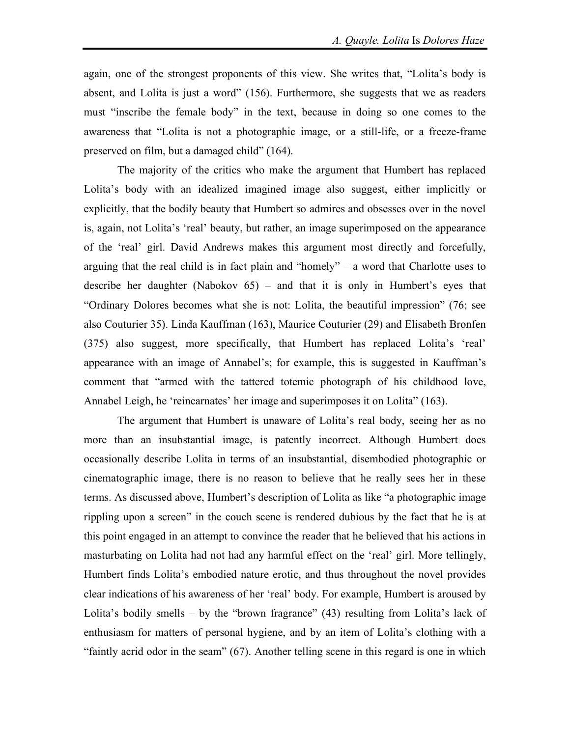again, one of the strongest proponents of this view. She writes that, "Lolita's body is absent, and Lolita is just a word" (156). Furthermore, she suggests that we as readers must "inscribe the female body" in the text, because in doing so one comes to the awareness that "Lolita is not a photographic image, or a still-life, or a freeze-frame preserved on film, but a damaged child" (164).

The majority of the critics who make the argument that Humbert has replaced Lolita's body with an idealized imagined image also suggest, either implicitly or explicitly, that the bodily beauty that Humbert so admires and obsesses over in the novel is, again, not Lolita's 'real' beauty, but rather, an image superimposed on the appearance of the 'real' girl. David Andrews makes this argument most directly and forcefully, arguing that the real child is in fact plain and "homely" – a word that Charlotte uses to describe her daughter (Nabokov 65) – and that it is only in Humbert's eyes that "Ordinary Dolores becomes what she is not: Lolita, the beautiful impression" (76; see also Couturier 35). Linda Kauffman (163), Maurice Couturier (29) and Elisabeth Bronfen (375) also suggest, more specifically, that Humbert has replaced Lolita's 'real' appearance with an image of Annabel's; for example, this is suggested in Kauffman's comment that "armed with the tattered totemic photograph of his childhood love, Annabel Leigh, he 'reincarnates' her image and superimposes it on Lolita" (163).

The argument that Humbert is unaware of Lolita's real body, seeing her as no more than an insubstantial image, is patently incorrect. Although Humbert does occasionally describe Lolita in terms of an insubstantial, disembodied photographic or cinematographic image, there is no reason to believe that he really sees her in these terms. As discussed above, Humbert's description of Lolita as like "a photographic image rippling upon a screen" in the couch scene is rendered dubious by the fact that he is at this point engaged in an attempt to convince the reader that he believed that his actions in masturbating on Lolita had not had any harmful effect on the 'real' girl. More tellingly, Humbert finds Lolita's embodied nature erotic, and thus throughout the novel provides clear indications of his awareness of her 'real' body. For example, Humbert is aroused by Lolita's bodily smells – by the "brown fragrance" (43) resulting from Lolita's lack of enthusiasm for matters of personal hygiene, and by an item of Lolita's clothing with a "faintly acrid odor in the seam" (67). Another telling scene in this regard is one in which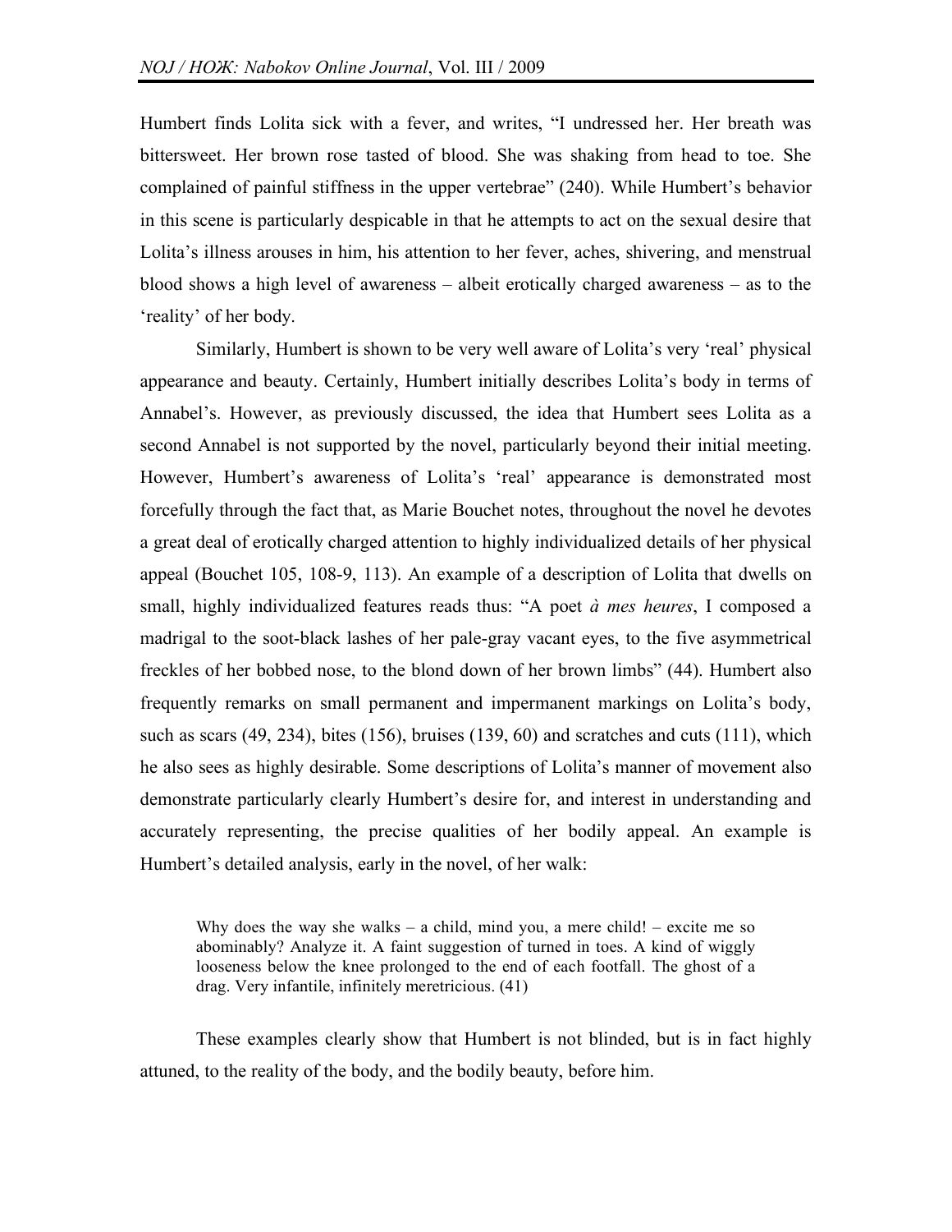Humbert finds Lolita sick with a fever, and writes, "I undressed her. Her breath was bittersweet. Her brown rose tasted of blood. She was shaking from head to toe. She complained of painful stiffness in the upper vertebrae" (240). While Humbert's behavior in this scene is particularly despicable in that he attempts to act on the sexual desire that Lolita's illness arouses in him, his attention to her fever, aches, shivering, and menstrual blood shows a high level of awareness – albeit erotically charged awareness – as to the 'reality' of her body.

Similarly, Humbert is shown to be very well aware of Lolita's very 'real' physical appearance and beauty. Certainly, Humbert initially describes Lolita's body in terms of Annabel's. However, as previously discussed, the idea that Humbert sees Lolita as a second Annabel is not supported by the novel, particularly beyond their initial meeting. However, Humbert's awareness of Lolita's 'real' appearance is demonstrated most forcefully through the fact that, as Marie Bouchet notes, throughout the novel he devotes a great deal of erotically charged attention to highly individualized details of her physical appeal (Bouchet 105, 108-9, 113). An example of a description of Lolita that dwells on small, highly individualized features reads thus: "A poet *à mes heures*, I composed a madrigal to the soot-black lashes of her pale-gray vacant eyes, to the five asymmetrical freckles of her bobbed nose, to the blond down of her brown limbs" (44). Humbert also frequently remarks on small permanent and impermanent markings on Lolita's body, such as scars (49, 234), bites (156), bruises (139, 60) and scratches and cuts (111), which he also sees as highly desirable. Some descriptions of Lolita's manner of movement also demonstrate particularly clearly Humbert's desire for, and interest in understanding and accurately representing, the precise qualities of her bodily appeal. An example is Humbert's detailed analysis, early in the novel, of her walk:

> Why does the way she walks – a child, mind you, a mere child! – excite me so abominably? Analyze it. A faint suggestion of turned in toes. A kind of wiggly looseness below the knee prolonged to the end of each footfall. The ghost of a drag. Very infantile, infinitely meretricious. (41)

These examples clearly show that Humbert is not blinded, but is in fact highly attuned, to the reality of the body, and the bodily beauty, before him.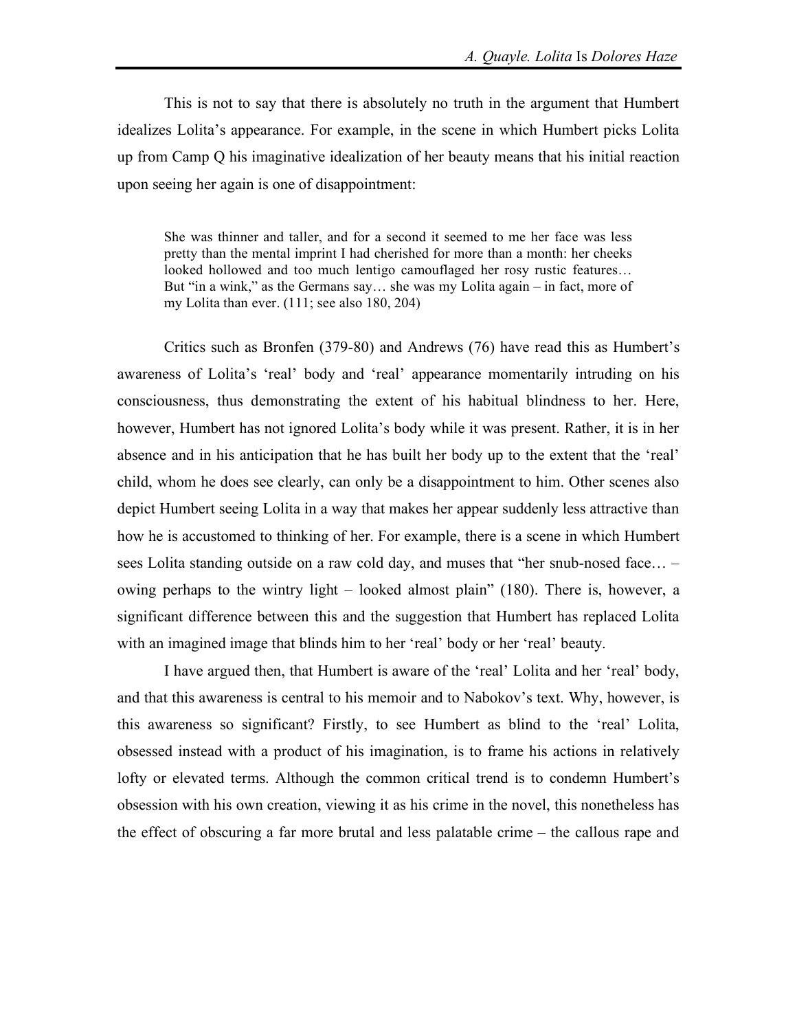This is not to say that there is absolutely no truth in the argument that Humbert idealizes Lolita's appearance. For example, in the scene in which Humbert picks Lolita up from Camp Q his imaginative idealization of her beauty means that his initial reaction upon seeing her again is one of disappointment:

> She was thinner and taller, and for a second it seemed to me her face was less pretty than the mental imprint I had cherished for more than a month: her cheeks looked hollowed and too much lentigo camouflaged her rosy rustic features… But "in a wink," as the Germans say… she was my Lolita again – in fact, more of my Lolita than ever. (111; see also 180, 204)

Critics such as Bronfen (379-80) and Andrews (76) have read this as Humbert's awareness of Lolita's 'real' body and 'real' appearance momentarily intruding on his consciousness, thus demonstrating the extent of his habitual blindness to her. Here, however, Humbert has not ignored Lolita's body while it was present. Rather, it is in her absence and in his anticipation that he has built her body up to the extent that the 'real' child, whom he does see clearly, can only be a disappointment to him. Other scenes also depict Humbert seeing Lolita in a way that makes her appear suddenly less attractive than how he is accustomed to thinking of her. For example, there is a scene in which Humbert sees Lolita standing outside on a raw cold day, and muses that "her snub-nosed face… – owing perhaps to the wintry light – looked almost plain" (180). There is, however, a significant difference between this and the suggestion that Humbert has replaced Lolita with an imagined image that blinds him to her 'real' body or her 'real' beauty.

I have argued then, that Humbert is aware of the 'real' Lolita and her 'real' body, and that this awareness is central to his memoir and to Nabokov's text. Why, however, is this awareness so significant? Firstly, to see Humbert as blind to the 'real' Lolita, obsessed instead with a product of his imagination, is to frame his actions in relatively lofty or elevated terms. Although the common critical trend is to condemn Humbert's obsession with his own creation, viewing it as his crime in the novel, this nonetheless has the effect of obscuring a far more brutal and less palatable crime – the callous rape and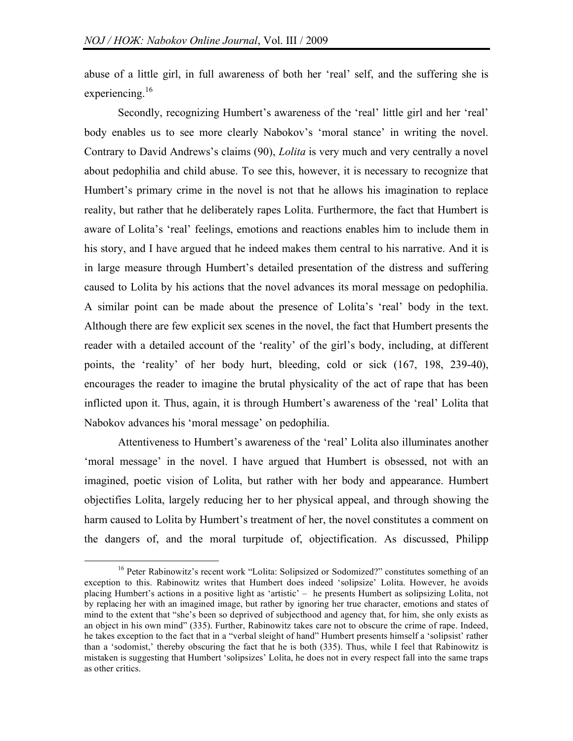abuse of a little girl, in full awareness of both her 'real' self, and the suffering she is experiencing.[16]

Secondly, recognizing Humbert's awareness of the 'real' little girl and her 'real' body enables us to see more clearly Nabokov's 'moral stance' in writing the novel. Contrary to David Andrews's claims (90), *Lolita* is very much and very centrally a novel about pedophilia and child abuse. To see this, however, it is necessary to recognize that Humbert's primary crime in the novel is not that he allows his imagination to replace reality, but rather that he deliberately rapes Lolita. Furthermore, the fact that Humbert is aware of Lolita's 'real' feelings, emotions and reactions enables him to include them in his story, and I have argued that he indeed makes them central to his narrative. And it is in large measure through Humbert's detailed presentation of the distress and suffering caused to Lolita by his actions that the novel advances its moral message on pedophilia. A similar point can be made about the presence of Lolita's 'real' body in the text. Although there are few explicit sex scenes in the novel, the fact that Humbert presents the reader with a detailed account of the 'reality' of the girl's body, including, at different points, the 'reality' of her body hurt, bleeding, cold or sick (167, 198, 239-40), encourages the reader to imagine the brutal physicality of the act of rape that has been inflicted upon it. Thus, again, it is through Humbert's awareness of the 'real' Lolita that Nabokov advances his 'moral message' on pedophilia.

Attentiveness to Humbert's awareness of the 'real' Lolita also illuminates another 'moral message' in the novel. I have argued that Humbert is obsessed, not with an imagined, poetic vision of Lolita, but rather with her body and appearance. Humbert objectifies Lolita, largely reducing her to her physical appeal, and through showing the harm caused to Lolita by Humbert's treatment of her, the novel constitutes a comment on the dangers of, and the moral turpitude of, objectification. As discussed, Philipp

---

[16] Peter Rabinowitz's recent work "Lolita: Solipsized or Sodomized?" constitutes something of an exception to this. Rabinowitz writes that Humbert does indeed 'solipsize' Lolita. However, he avoids placing Humbert's actions in a positive light as 'artistic' – he presents Humbert as solipsizing Lolita, not by replacing her with an imagined image, but rather by ignoring her true character, emotions and states of mind to the extent that "she's been so deprived of subjecthood and agency that, for him, she only exists as an object in his own mind" (335). Further, Rabinowitz takes care not to obscure the crime of rape. Indeed, he takes exception to the fact that in a "verbal sleight of hand" Humbert presents himself a 'solipsist' rather than a 'sodomist,' thereby obscuring the fact that he is both (335). Thus, while I feel that Rabinowitz is mistaken is suggesting that Humbert 'solipsizes' Lolita, he does not in every respect fall into the same traps as other critics.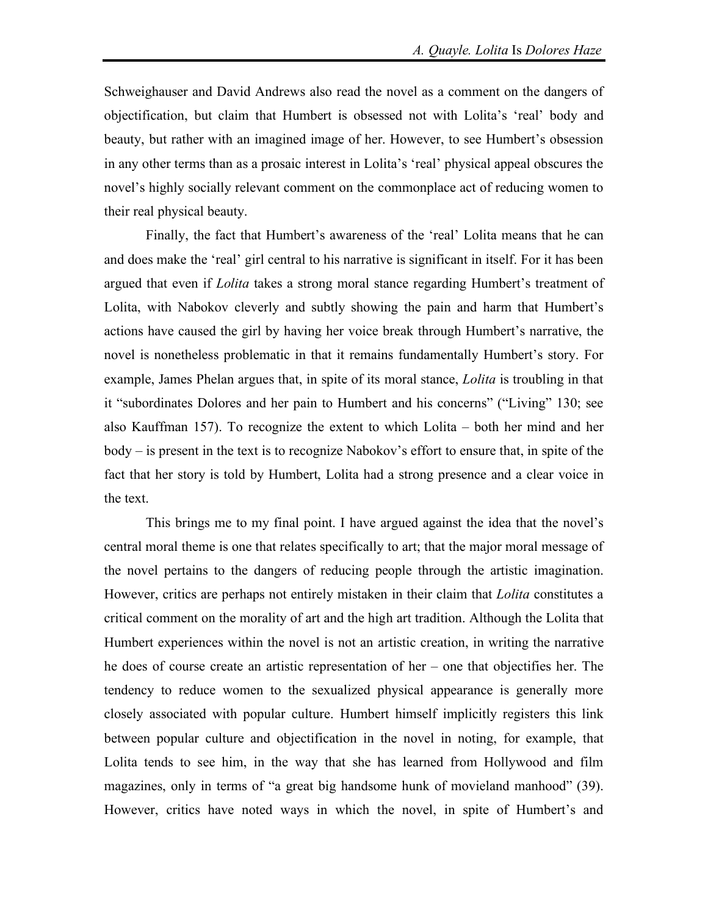Schweighauser and David Andrews also read the novel as a comment on the dangers of objectification, but claim that Humbert is obsessed not with Lolita's 'real' body and beauty, but rather with an imagined image of her. However, to see Humbert's obsession in any other terms than as a prosaic interest in Lolita's 'real' physical appeal obscures the novel's highly socially relevant comment on the commonplace act of reducing women to their real physical beauty.

Finally, the fact that Humbert's awareness of the 'real' Lolita means that he can and does make the 'real' girl central to his narrative is significant in itself. For it has been argued that even if *Lolita* takes a strong moral stance regarding Humbert's treatment of Lolita, with Nabokov cleverly and subtly showing the pain and harm that Humbert's actions have caused the girl by having her voice break through Humbert's narrative, the novel is nonetheless problematic in that it remains fundamentally Humbert's story. For example, James Phelan argues that, in spite of its moral stance, *Lolita* is troubling in that it "subordinates Dolores and her pain to Humbert and his concerns" ("Living" 130; see also Kauffman 157). To recognize the extent to which Lolita – both her mind and her body – is present in the text is to recognize Nabokov's effort to ensure that, in spite of the fact that her story is told by Humbert, Lolita had a strong presence and a clear voice in the text.

This brings me to my final point. I have argued against the idea that the novel's central moral theme is one that relates specifically to art; that the major moral message of the novel pertains to the dangers of reducing people through the artistic imagination. However, critics are perhaps not entirely mistaken in their claim that *Lolita* constitutes a critical comment on the morality of art and the high art tradition. Although the Lolita that Humbert experiences within the novel is not an artistic creation, in writing the narrative he does of course create an artistic representation of her – one that objectifies her. The tendency to reduce women to the sexualized physical appearance is generally more closely associated with popular culture. Humbert himself implicitly registers this link between popular culture and objectification in the novel in noting, for example, that Lolita tends to see him, in the way that she has learned from Hollywood and film magazines, only in terms of "a great big handsome hunk of movieland manhood" (39). However, critics have noted ways in which the novel, in spite of Humbert's and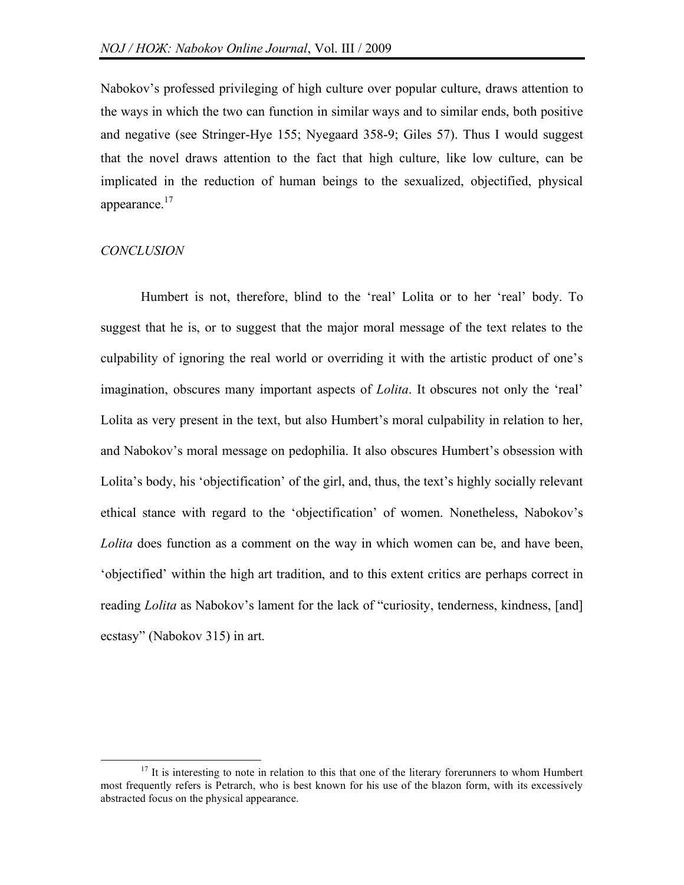Nabokov's professed privileging of high culture over popular culture, draws attention to the ways in which the two can function in similar ways and to similar ends, both positive and negative (see Stringer-Hye 155; Nyegaard 358-9; Giles 57). Thus I would suggest that the novel draws attention to the fact that high culture, like low culture, can be implicated in the reduction of human beings to the sexualized, objectified, physical appearance.[17]

## *CONCLUSION*

Humbert is not, therefore, blind to the 'real' Lolita or to her 'real' body. To suggest that he is, or to suggest that the major moral message of the text relates to the culpability of ignoring the real world or overriding it with the artistic product of one's imagination, obscures many important aspects of *Lolita*. It obscures not only the 'real' Lolita as very present in the text, but also Humbert's moral culpability in relation to her, and Nabokov's moral message on pedophilia. It also obscures Humbert's obsession with Lolita's body, his 'objectification' of the girl, and, thus, the text's highly socially relevant ethical stance with regard to the 'objectification' of women. Nonetheless, Nabokov's *Lolita* does function as a comment on the way in which women can be, and have been, 'objectified' within the high art tradition, and to this extent critics are perhaps correct in reading *Lolita* as Nabokov's lament for the lack of "curiosity, tenderness, kindness, [and] ecstasy" (Nabokov 315) in art.

---

[17] It is interesting to note in relation to this that one of the literary forerunners to whom Humbert most frequently refers is Petrarch, who is best known for his use of the blazon form, with its excessively abstracted focus on the physical appearance.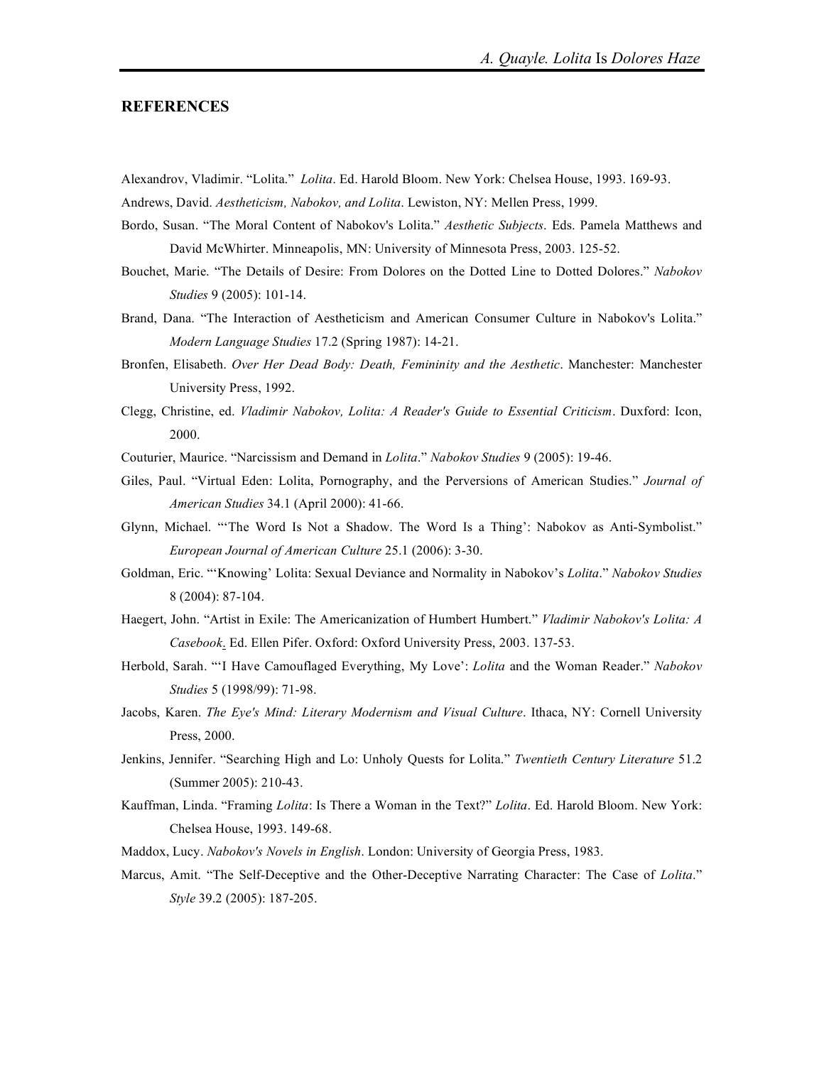## REFERENCES

Alexandrov, Vladimir. "Lolita." *Lolita*. Ed. Harold Bloom. New York: Chelsea House, 1993. 169-93.

Andrews, David. *Aestheticism, Nabokov, and Lolita*. Lewiston, NY: Mellen Press, 1999.

Bordo, Susan. "The Moral Content of Nabokov's Lolita." *Aesthetic Subjects*. Eds. Pamela Matthews and David McWhirter. Minneapolis, MN: University of Minnesota Press, 2003. 125-52.

Bouchet, Marie. "The Details of Desire: From Dolores on the Dotted Line to Dotted Dolores." *Nabokov Studies* 9 (2005): 101-14.

Brand, Dana. "The Interaction of Aestheticism and American Consumer Culture in Nabokov's Lolita." *Modern Language Studies* 17.2 (Spring 1987): 14-21.

Bronfen, Elisabeth. *Over Her Dead Body: Death, Femininity and the Aesthetic*. Manchester: Manchester University Press, 1992.

Clegg, Christine, ed. *Vladimir Nabokov, Lolita: A Reader's Guide to Essential Criticism*. Duxford: Icon, 2000.

Couturier, Maurice. "Narcissism and Demand in *Lolita*." *Nabokov Studies* 9 (2005): 19-46.

Giles, Paul. "Virtual Eden: Lolita, Pornography, and the Perversions of American Studies." *Journal of American Studies* 34.1 (April 2000): 41-66.

Glynn, Michael. "'The Word Is Not a Shadow. The Word Is a Thing': Nabokov as Anti-Symbolist." *European Journal of American Culture* 25.1 (2006): 3-30.

Goldman, Eric. "'Knowing' Lolita: Sexual Deviance and Normality in Nabokov's *Lolita*." *Nabokov Studies* 8 (2004): 87-104.

Haegert, John. "Artist in Exile: The Americanization of Humbert Humbert." *Vladimir Nabokov's Lolita: A Casebook*. Ed. Ellen Pifer. Oxford: Oxford University Press, 2003. 137-53.

Herbold, Sarah. "'I Have Camouflaged Everything, My Love': *Lolita* and the Woman Reader." *Nabokov Studies* 5 (1998/99): 71-98.

Jacobs, Karen. *The Eye's Mind: Literary Modernism and Visual Culture*. Ithaca, NY: Cornell University Press, 2000.

Jenkins, Jennifer. "Searching High and Lo: Unholy Quests for Lolita." *Twentieth Century Literature* 51.2 (Summer 2005): 210-43.

Kauffman, Linda. "Framing *Lolita*: Is There a Woman in the Text?" *Lolita*. Ed. Harold Bloom. New York: Chelsea House, 1993. 149-68.

Maddox, Lucy. *Nabokov's Novels in English*. London: University of Georgia Press, 1983.

Marcus, Amit. "The Self-Deceptive and the Other-Deceptive Narrating Character: The Case of *Lolita*." *Style* 39.2 (2005): 187-205.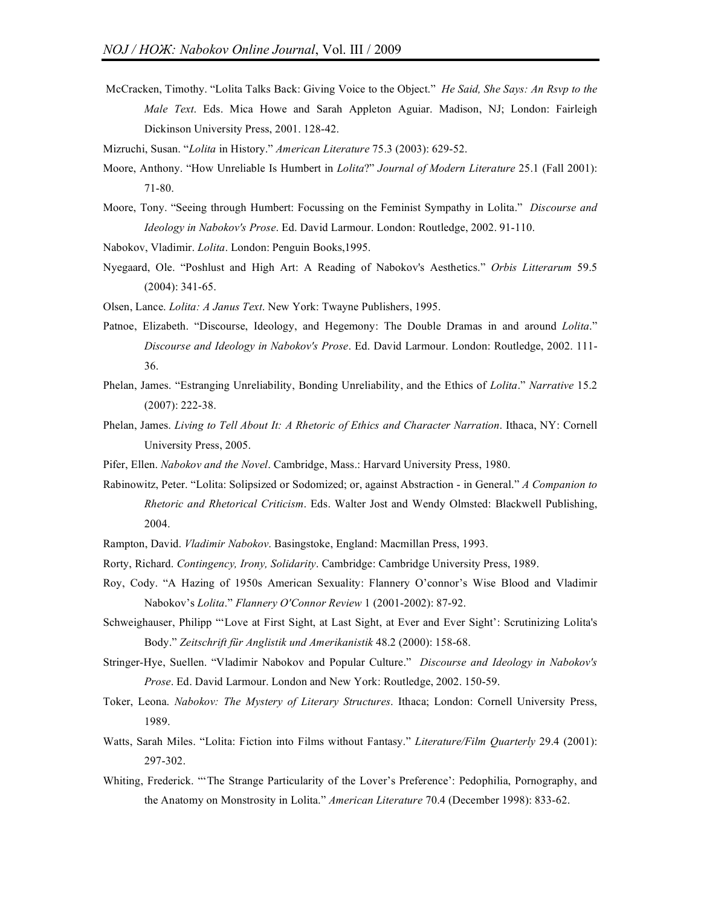McCracken, Timothy. "Lolita Talks Back: Giving Voice to the Object." *He Said, She Says: An Rsvp to the Male Text*. Eds. Mica Howe and Sarah Appleton Aguiar. Madison, NJ; London: Fairleigh Dickinson University Press, 2001. 128-42.

Mizruchi, Susan. "*Lolita* in History." *American Literature* 75.3 (2003): 629-52.

Moore, Anthony. "How Unreliable Is Humbert in *Lolita*?" *Journal of Modern Literature* 25.1 (Fall 2001): 71-80.

Moore, Tony. "Seeing through Humbert: Focussing on the Feminist Sympathy in Lolita." *Discourse and Ideology in Nabokov's Prose*. Ed. David Larmour. London: Routledge, 2002. 91-110.

Nabokov, Vladimir. *Lolita*. London: Penguin Books,1995.

Nyegaard, Ole. "Poshlust and High Art: A Reading of Nabokov's Aesthetics." *Orbis Litterarum* 59.5 (2004): 341-65.

Olsen, Lance. *Lolita: A Janus Text*. New York: Twayne Publishers, 1995.

Patnoe, Elizabeth. "Discourse, Ideology, and Hegemony: The Double Dramas in and around *Lolita*." *Discourse and Ideology in Nabokov's Prose*. Ed. David Larmour. London: Routledge, 2002. 111-36.

Phelan, James. "Estranging Unreliability, Bonding Unreliability, and the Ethics of *Lolita*." *Narrative* 15.2 (2007): 222-38.

Phelan, James. *Living to Tell About It: A Rhetoric of Ethics and Character Narration*. Ithaca, NY: Cornell University Press, 2005.

Pifer, Ellen. *Nabokov and the Novel*. Cambridge, Mass.: Harvard University Press, 1980.

Rabinowitz, Peter. "Lolita: Solipsized or Sodomized; or, against Abstraction - in General." *A Companion to Rhetoric and Rhetorical Criticism*. Eds. Walter Jost and Wendy Olmsted: Blackwell Publishing, 2004.

Rampton, David. *Vladimir Nabokov*. Basingstoke, England: Macmillan Press, 1993.

Rorty, Richard. *Contingency, Irony, Solidarity*. Cambridge: Cambridge University Press, 1989.

Roy, Cody. "A Hazing of 1950s American Sexuality: Flannery O'connor's Wise Blood and Vladimir Nabokov's *Lolita*." *Flannery O'Connor Review* 1 (2001-2002): 87-92.

Schweighauser, Philipp "'Love at First Sight, at Last Sight, at Ever and Ever Sight': Scrutinizing Lolita's Body." *Zeitschrift für Anglistik und Amerikanistik* 48.2 (2000): 158-68.

Stringer-Hye, Suellen. "Vladimir Nabokov and Popular Culture." *Discourse and Ideology in Nabokov's Prose*. Ed. David Larmour. London and New York: Routledge, 2002. 150-59.

Toker, Leona. *Nabokov: The Mystery of Literary Structures*. Ithaca; London: Cornell University Press, 1989.

Watts, Sarah Miles. "Lolita: Fiction into Films without Fantasy." *Literature/Film Quarterly* 29.4 (2001): 297-302.

Whiting, Frederick. "'The Strange Particularity of the Lover's Preference': Pedophilia, Pornography, and the Anatomy on Monstrosity in Lolita." *American Literature* 70.4 (December 1998): 833-62.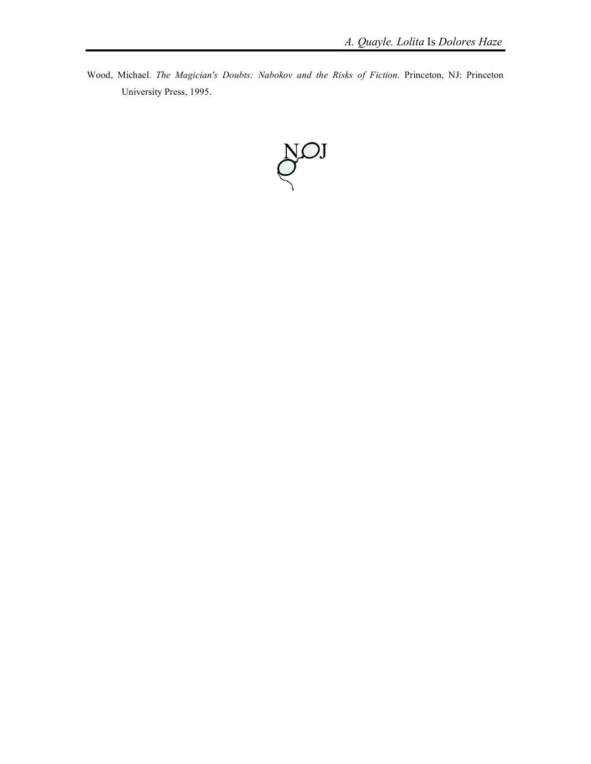Wood, Michael. *The Magician's Doubts: Nabokov and the Risks of Fiction*. Princeton, NJ: Princeton University Press, 1995.